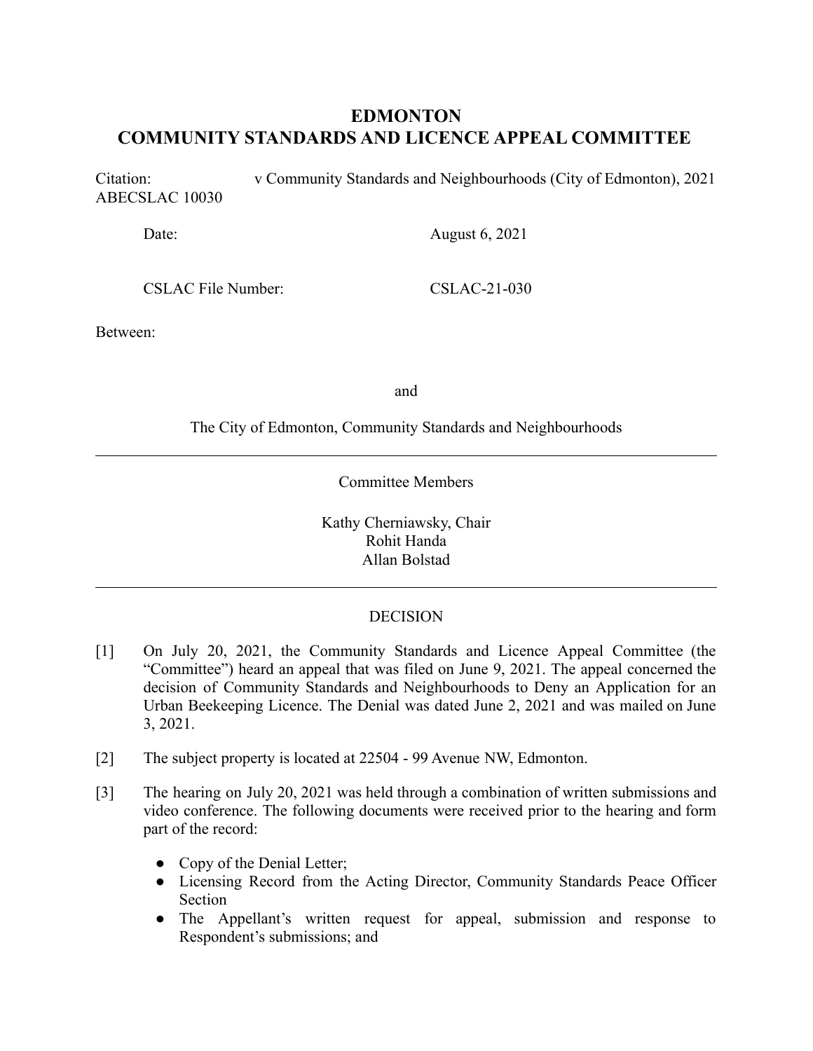# EDMONTON
# COMMUNITY STANDARDS AND LICENCE APPEAL COMMITTEE

Citation: v Community Standards and Neighbourhoods (City of Edmonton), 2021 ABECSLAC 10030

Date: August 6, 2021

CSLAC File Number: CSLAC-21-030

Between:

and

The City of Edmonton, Community Standards and Neighbourhoods

---

Committee Members

Kathy Cherniawsky, Chair
Rohit Handa
Allan Bolstad

---

DECISION

[1] On July 20, 2021, the Community Standards and Licence Appeal Committee (the "Committee") heard an appeal that was filed on June 9, 2021. The appeal concerned the decision of Community Standards and Neighbourhoods to Deny an Application for an Urban Beekeeping Licence. The Denial was dated June 2, 2021 and was mailed on June 3, 2021.

[2] The subject property is located at 22504 - 99 Avenue NW, Edmonton.

[3] The hearing on July 20, 2021 was held through a combination of written submissions and video conference. The following documents were received prior to the hearing and form part of the record:

- Copy of the Denial Letter;
- Licensing Record from the Acting Director, Community Standards Peace Officer Section
- The Appellant's written request for appeal, submission and response to Respondent's submissions; and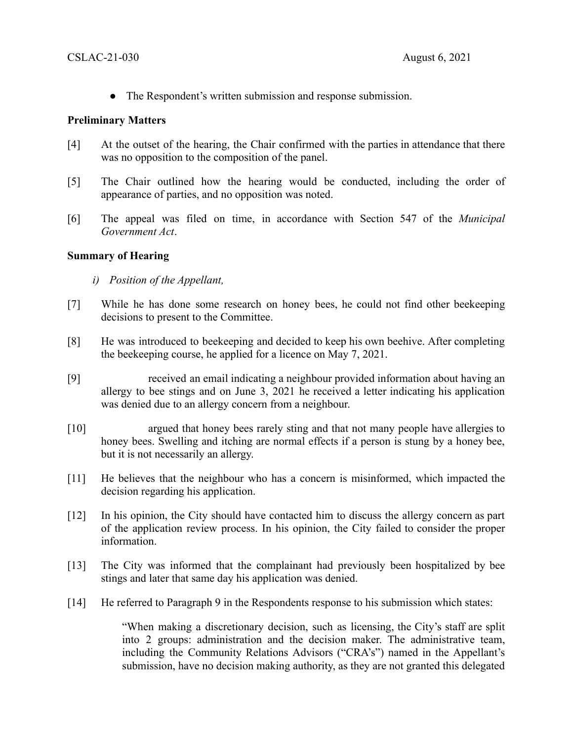- The Respondent's written submission and response submission.

**Preliminary Matters**

[4] At the outset of the hearing, the Chair confirmed with the parties in attendance that there was no opposition to the composition of the panel.

[5] The Chair outlined how the hearing would be conducted, including the order of appearance of parties, and no opposition was noted.

[6] The appeal was filed on time, in accordance with Section 547 of the *Municipal Government Act*.

**Summary of Hearing**

*i) Position of the Appellant,*

[7] While he has done some research on honey bees, he could not find other beekeeping decisions to present to the Committee.

[8] He was introduced to beekeeping and decided to keep his own beehive. After completing the beekeeping course, he applied for a licence on May 7, 2021.

[9] received an email indicating a neighbour provided information about having an allergy to bee stings and on June 3, 2021 he received a letter indicating his application was denied due to an allergy concern from a neighbour.

[10] argued that honey bees rarely sting and that not many people have allergies to honey bees. Swelling and itching are normal effects if a person is stung by a honey bee, but it is not necessarily an allergy.

[11] He believes that the neighbour who has a concern is misinformed, which impacted the decision regarding his application.

[12] In his opinion, the City should have contacted him to discuss the allergy concern as part of the application review process. In his opinion, the City failed to consider the proper information.

[13] The City was informed that the complainant had previously been hospitalized by bee stings and later that same day his application was denied.

[14] He referred to Paragraph 9 in the Respondents response to his submission which states:

> "When making a discretionary decision, such as licensing, the City's staff are split into 2 groups: administration and the decision maker. The administrative team, including the Community Relations Advisors ("CRA's") named in the Appellant's submission, have no decision making authority, as they are not granted this delegated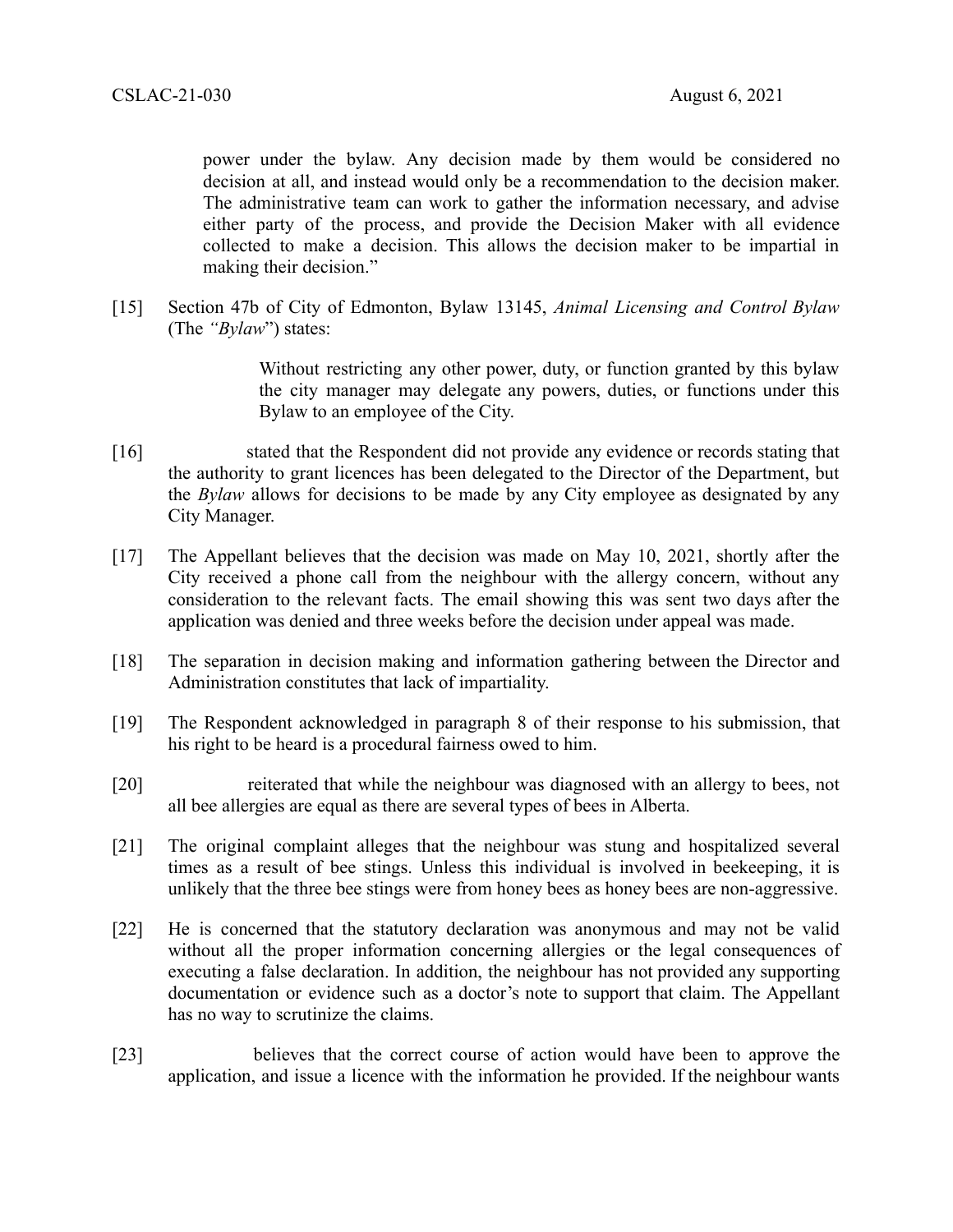power under the bylaw. Any decision made by them would be considered no decision at all, and instead would only be a recommendation to the decision maker. The administrative team can work to gather the information necessary, and advise either party of the process, and provide the Decision Maker with all evidence collected to make a decision. This allows the decision maker to be impartial in making their decision."

[15] Section 47b of City of Edmonton, Bylaw 13145, *Animal Licensing and Control Bylaw* (The *"Bylaw"*) states:

> Without restricting any other power, duty, or function granted by this bylaw the city manager may delegate any powers, duties, or functions under this Bylaw to an employee of the City.

[16] stated that the Respondent did not provide any evidence or records stating that the authority to grant licences has been delegated to the Director of the Department, but the *Bylaw* allows for decisions to be made by any City employee as designated by any City Manager.

[17] The Appellant believes that the decision was made on May 10, 2021, shortly after the City received a phone call from the neighbour with the allergy concern, without any consideration to the relevant facts. The email showing this was sent two days after the application was denied and three weeks before the decision under appeal was made.

[18] The separation in decision making and information gathering between the Director and Administration constitutes that lack of impartiality.

[19] The Respondent acknowledged in paragraph 8 of their response to his submission, that his right to be heard is a procedural fairness owed to him.

[20] reiterated that while the neighbour was diagnosed with an allergy to bees, not all bee allergies are equal as there are several types of bees in Alberta.

[21] The original complaint alleges that the neighbour was stung and hospitalized several times as a result of bee stings. Unless this individual is involved in beekeeping, it is unlikely that the three bee stings were from honey bees as honey bees are non-aggressive.

[22] He is concerned that the statutory declaration was anonymous and may not be valid without all the proper information concerning allergies or the legal consequences of executing a false declaration. In addition, the neighbour has not provided any supporting documentation or evidence such as a doctor's note to support that claim. The Appellant has no way to scrutinize the claims.

[23] believes that the correct course of action would have been to approve the application, and issue a licence with the information he provided. If the neighbour wants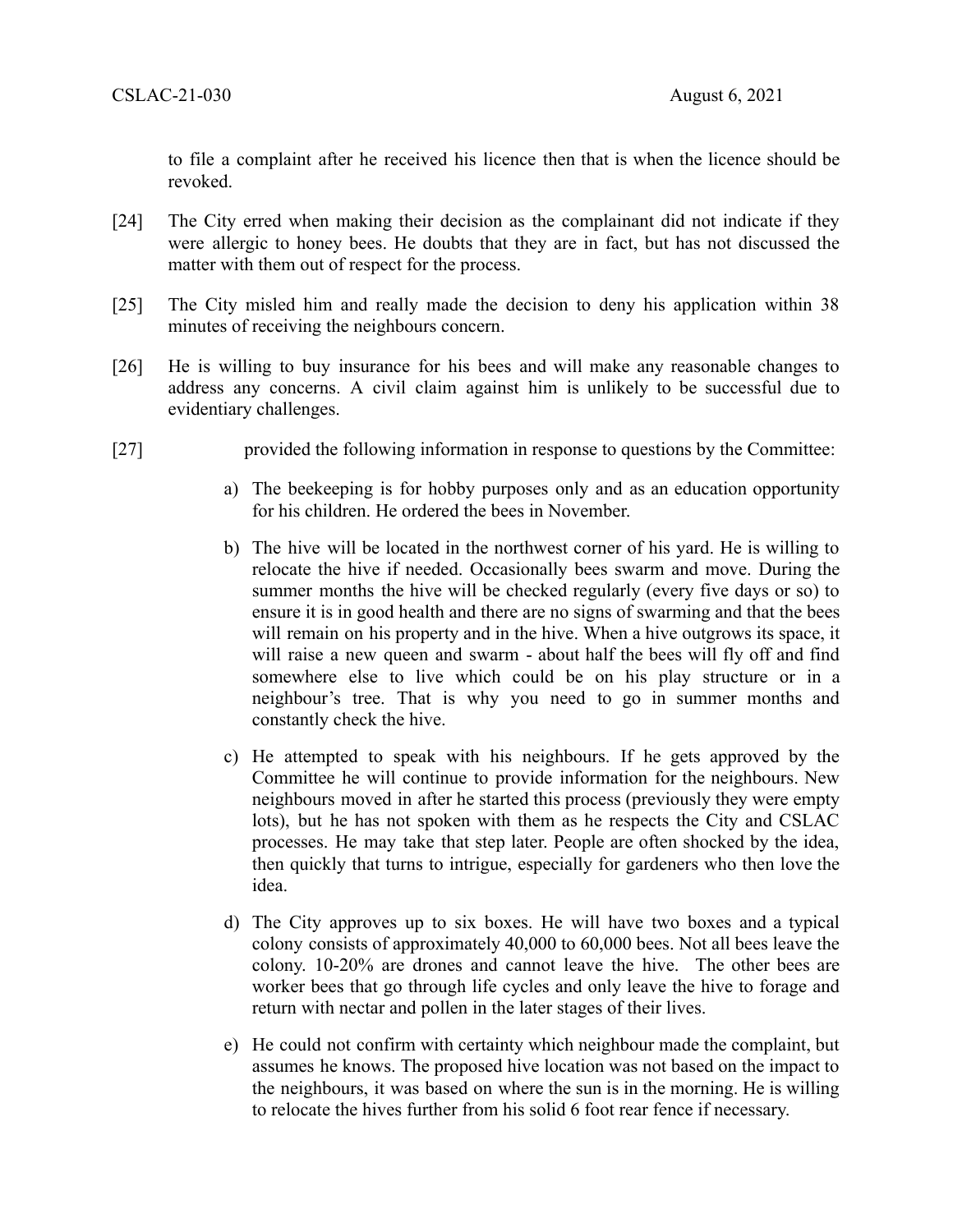to file a complaint after he received his licence then that is when the licence should be revoked.

[24] The City erred when making their decision as the complainant did not indicate if they were allergic to honey bees. He doubts that they are in fact, but has not discussed the matter with them out of respect for the process.

[25] The City misled him and really made the decision to deny his application within 38 minutes of receiving the neighbours concern.

[26] He is willing to buy insurance for his bees and will make any reasonable changes to address any concerns. A civil claim against him is unlikely to be successful due to evidentiary challenges.

[27] provided the following information in response to questions by the Committee:

a) The beekeeping is for hobby purposes only and as an education opportunity for his children. He ordered the bees in November.

b) The hive will be located in the northwest corner of his yard. He is willing to relocate the hive if needed. Occasionally bees swarm and move. During the summer months the hive will be checked regularly (every five days or so) to ensure it is in good health and there are no signs of swarming and that the bees will remain on his property and in the hive. When a hive outgrows its space, it will raise a new queen and swarm - about half the bees will fly off and find somewhere else to live which could be on his play structure or in a neighbour's tree. That is why you need to go in summer months and constantly check the hive.

c) He attempted to speak with his neighbours. If he gets approved by the Committee he will continue to provide information for the neighbours. New neighbours moved in after he started this process (previously they were empty lots), but he has not spoken with them as he respects the City and CSLAC processes. He may take that step later. People are often shocked by the idea, then quickly that turns to intrigue, especially for gardeners who then love the idea.

d) The City approves up to six boxes. He will have two boxes and a typical colony consists of approximately 40,000 to 60,000 bees. Not all bees leave the colony. 10-20% are drones and cannot leave the hive. The other bees are worker bees that go through life cycles and only leave the hive to forage and return with nectar and pollen in the later stages of their lives.

e) He could not confirm with certainty which neighbour made the complaint, but assumes he knows. The proposed hive location was not based on the impact to the neighbours, it was based on where the sun is in the morning. He is willing to relocate the hives further from his solid 6 foot rear fence if necessary.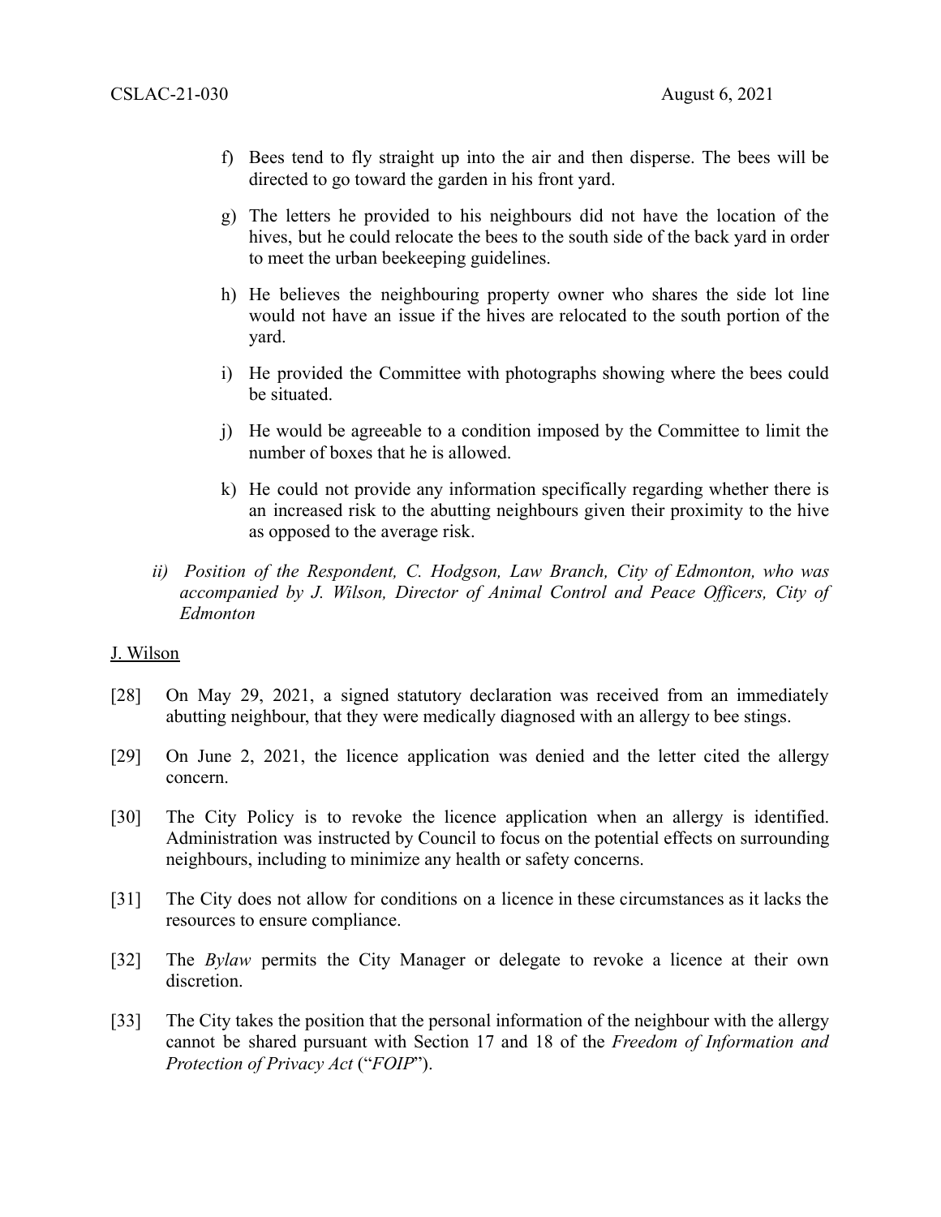f) Bees tend to fly straight up into the air and then disperse. The bees will be directed to go toward the garden in his front yard.

g) The letters he provided to his neighbours did not have the location of the hives, but he could relocate the bees to the south side of the back yard in order to meet the urban beekeeping guidelines.

h) He believes the neighbouring property owner who shares the side lot line would not have an issue if the hives are relocated to the south portion of the yard.

i) He provided the Committee with photographs showing where the bees could be situated.

j) He would be agreeable to a condition imposed by the Committee to limit the number of boxes that he is allowed.

k) He could not provide any information specifically regarding whether there is an increased risk to the abutting neighbours given their proximity to the hive as opposed to the average risk.

*ii) Position of the Respondent, C. Hodgson, Law Branch, City of Edmonton, who was accompanied by J. Wilson, Director of Animal Control and Peace Officers, City of Edmonton*

<u>J. Wilson</u>

[28] On May 29, 2021, a signed statutory declaration was received from an immediately abutting neighbour, that they were medically diagnosed with an allergy to bee stings.

[29] On June 2, 2021, the licence application was denied and the letter cited the allergy concern.

[30] The City Policy is to revoke the licence application when an allergy is identified. Administration was instructed by Council to focus on the potential effects on surrounding neighbours, including to minimize any health or safety concerns.

[31] The City does not allow for conditions on a licence in these circumstances as it lacks the resources to ensure compliance.

[32] The *Bylaw* permits the City Manager or delegate to revoke a licence at their own discretion.

[33] The City takes the position that the personal information of the neighbour with the allergy cannot be shared pursuant with Section 17 and 18 of the *Freedom of Information and Protection of Privacy Act* ("*FOIP*").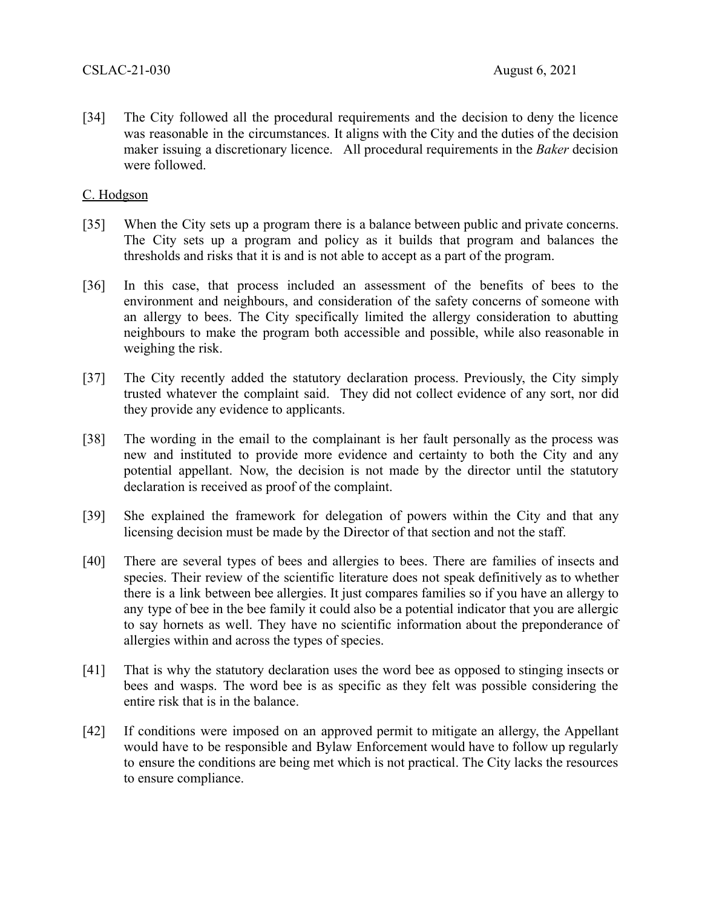[34] The City followed all the procedural requirements and the decision to deny the licence was reasonable in the circumstances. It aligns with the City and the duties of the decision maker issuing a discretionary licence. All procedural requirements in the *Baker* decision were followed.

C. Hodgson

[35] When the City sets up a program there is a balance between public and private concerns. The City sets up a program and policy as it builds that program and balances the thresholds and risks that it is and is not able to accept as a part of the program.

[36] In this case, that process included an assessment of the benefits of bees to the environment and neighbours, and consideration of the safety concerns of someone with an allergy to bees. The City specifically limited the allergy consideration to abutting neighbours to make the program both accessible and possible, while also reasonable in weighing the risk.

[37] The City recently added the statutory declaration process. Previously, the City simply trusted whatever the complaint said. They did not collect evidence of any sort, nor did they provide any evidence to applicants.

[38] The wording in the email to the complainant is her fault personally as the process was new and instituted to provide more evidence and certainty to both the City and any potential appellant. Now, the decision is not made by the director until the statutory declaration is received as proof of the complaint.

[39] She explained the framework for delegation of powers within the City and that any licensing decision must be made by the Director of that section and not the staff.

[40] There are several types of bees and allergies to bees. There are families of insects and species. Their review of the scientific literature does not speak definitively as to whether there is a link between bee allergies. It just compares families so if you have an allergy to any type of bee in the bee family it could also be a potential indicator that you are allergic to say hornets as well. They have no scientific information about the preponderance of allergies within and across the types of species.

[41] That is why the statutory declaration uses the word bee as opposed to stinging insects or bees and wasps. The word bee is as specific as they felt was possible considering the entire risk that is in the balance.

[42] If conditions were imposed on an approved permit to mitigate an allergy, the Appellant would have to be responsible and Bylaw Enforcement would have to follow up regularly to ensure the conditions are being met which is not practical. The City lacks the resources to ensure compliance.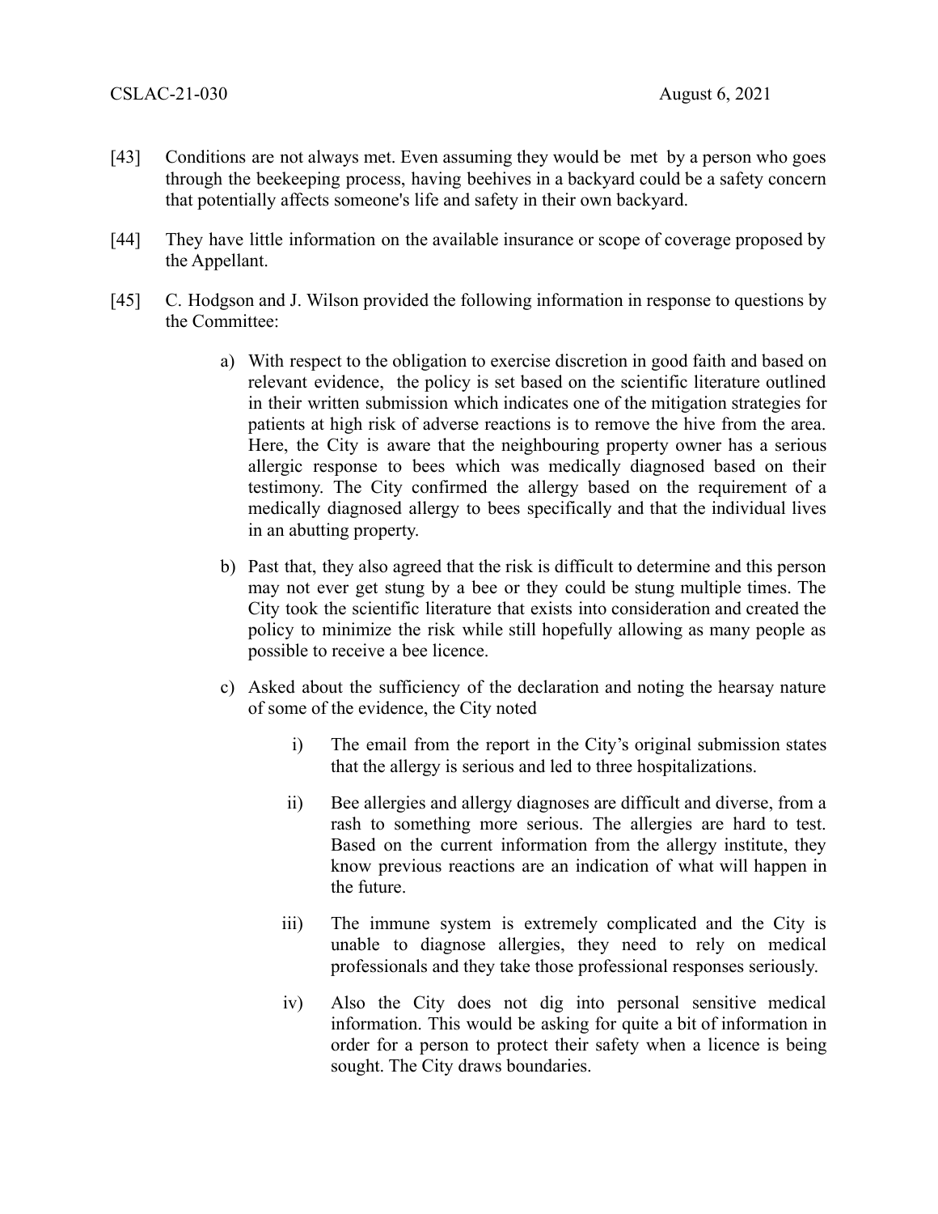[43] Conditions are not always met. Even assuming they would be met by a person who goes through the beekeeping process, having beehives in a backyard could be a safety concern that potentially affects someone's life and safety in their own backyard.

[44] They have little information on the available insurance or scope of coverage proposed by the Appellant.

[45] C. Hodgson and J. Wilson provided the following information in response to questions by the Committee:

a) With respect to the obligation to exercise discretion in good faith and based on relevant evidence, the policy is set based on the scientific literature outlined in their written submission which indicates one of the mitigation strategies for patients at high risk of adverse reactions is to remove the hive from the area. Here, the City is aware that the neighbouring property owner has a serious allergic response to bees which was medically diagnosed based on their testimony. The City confirmed the allergy based on the requirement of a medically diagnosed allergy to bees specifically and that the individual lives in an abutting property.

b) Past that, they also agreed that the risk is difficult to determine and this person may not ever get stung by a bee or they could be stung multiple times. The City took the scientific literature that exists into consideration and created the policy to minimize the risk while still hopefully allowing as many people as possible to receive a bee licence.

c) Asked about the sufficiency of the declaration and noting the hearsay nature of some of the evidence, the City noted

i) The email from the report in the City's original submission states that the allergy is serious and led to three hospitalizations.

ii) Bee allergies and allergy diagnoses are difficult and diverse, from a rash to something more serious. The allergies are hard to test. Based on the current information from the allergy institute, they know previous reactions are an indication of what will happen in the future.

iii) The immune system is extremely complicated and the City is unable to diagnose allergies, they need to rely on medical professionals and they take those professional responses seriously.

iv) Also the City does not dig into personal sensitive medical information. This would be asking for quite a bit of information in order for a person to protect their safety when a licence is being sought. The City draws boundaries.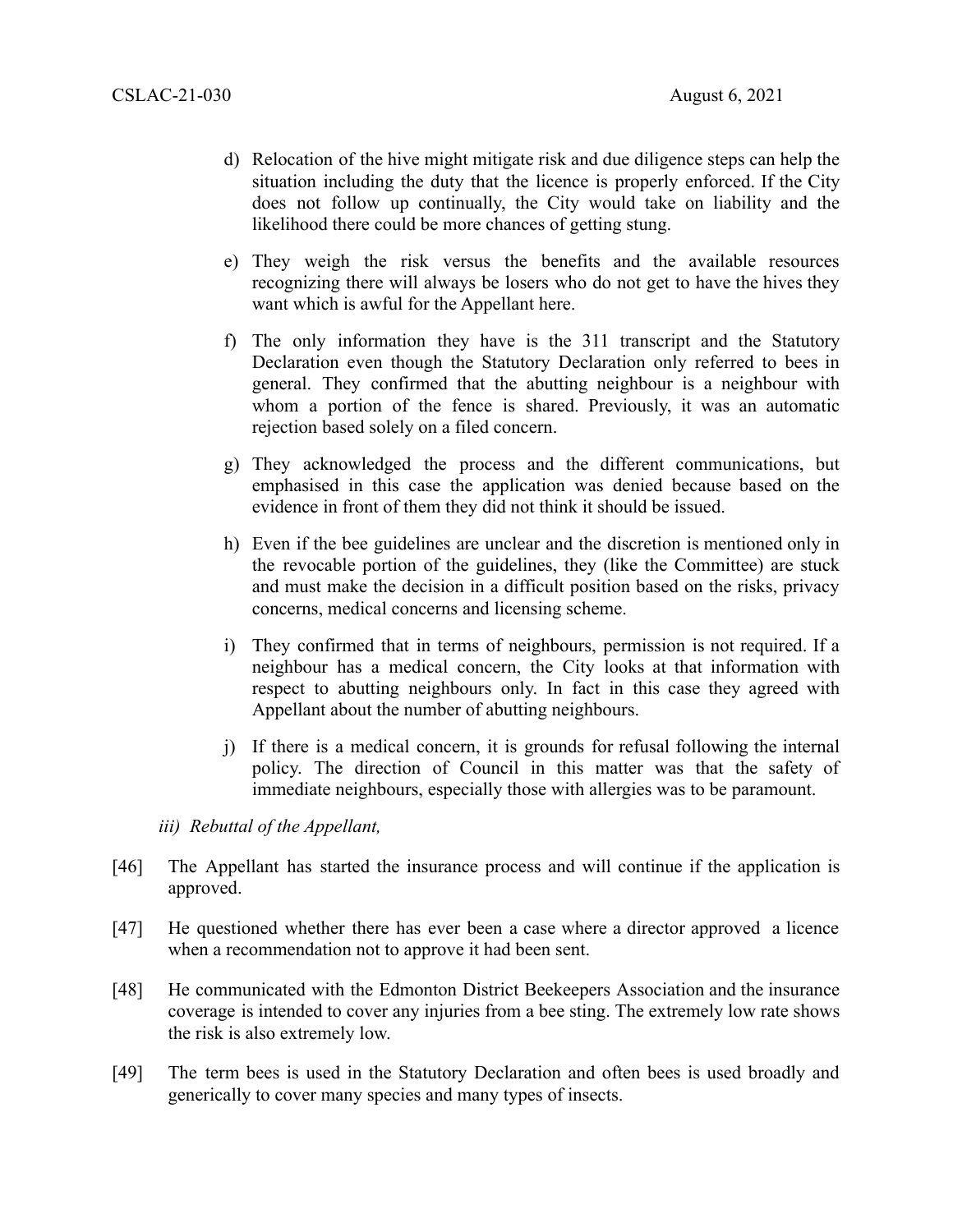d) Relocation of the hive might mitigate risk and due diligence steps can help the situation including the duty that the licence is properly enforced. If the City does not follow up continually, the City would take on liability and the likelihood there could be more chances of getting stung.

e) They weigh the risk versus the benefits and the available resources recognizing there will always be losers who do not get to have the hives they want which is awful for the Appellant here.

f) The only information they have is the 311 transcript and the Statutory Declaration even though the Statutory Declaration only referred to bees in general. They confirmed that the abutting neighbour is a neighbour with whom a portion of the fence is shared. Previously, it was an automatic rejection based solely on a filed concern.

g) They acknowledged the process and the different communications, but emphasised in this case the application was denied because based on the evidence in front of them they did not think it should be issued.

h) Even if the bee guidelines are unclear and the discretion is mentioned only in the revocable portion of the guidelines, they (like the Committee) are stuck and must make the decision in a difficult position based on the risks, privacy concerns, medical concerns and licensing scheme.

i) They confirmed that in terms of neighbours, permission is not required. If a neighbour has a medical concern, the City looks at that information with respect to abutting neighbours only. In fact in this case they agreed with Appellant about the number of abutting neighbours.

j) If there is a medical concern, it is grounds for refusal following the internal policy. The direction of Council in this matter was that the safety of immediate neighbours, especially those with allergies was to be paramount.

*iii) Rebuttal of the Appellant,*

[46] The Appellant has started the insurance process and will continue if the application is approved.

[47] He questioned whether there has ever been a case where a director approved a licence when a recommendation not to approve it had been sent.

[48] He communicated with the Edmonton District Beekeepers Association and the insurance coverage is intended to cover any injuries from a bee sting. The extremely low rate shows the risk is also extremely low.

[49] The term bees is used in the Statutory Declaration and often bees is used broadly and generically to cover many species and many types of insects.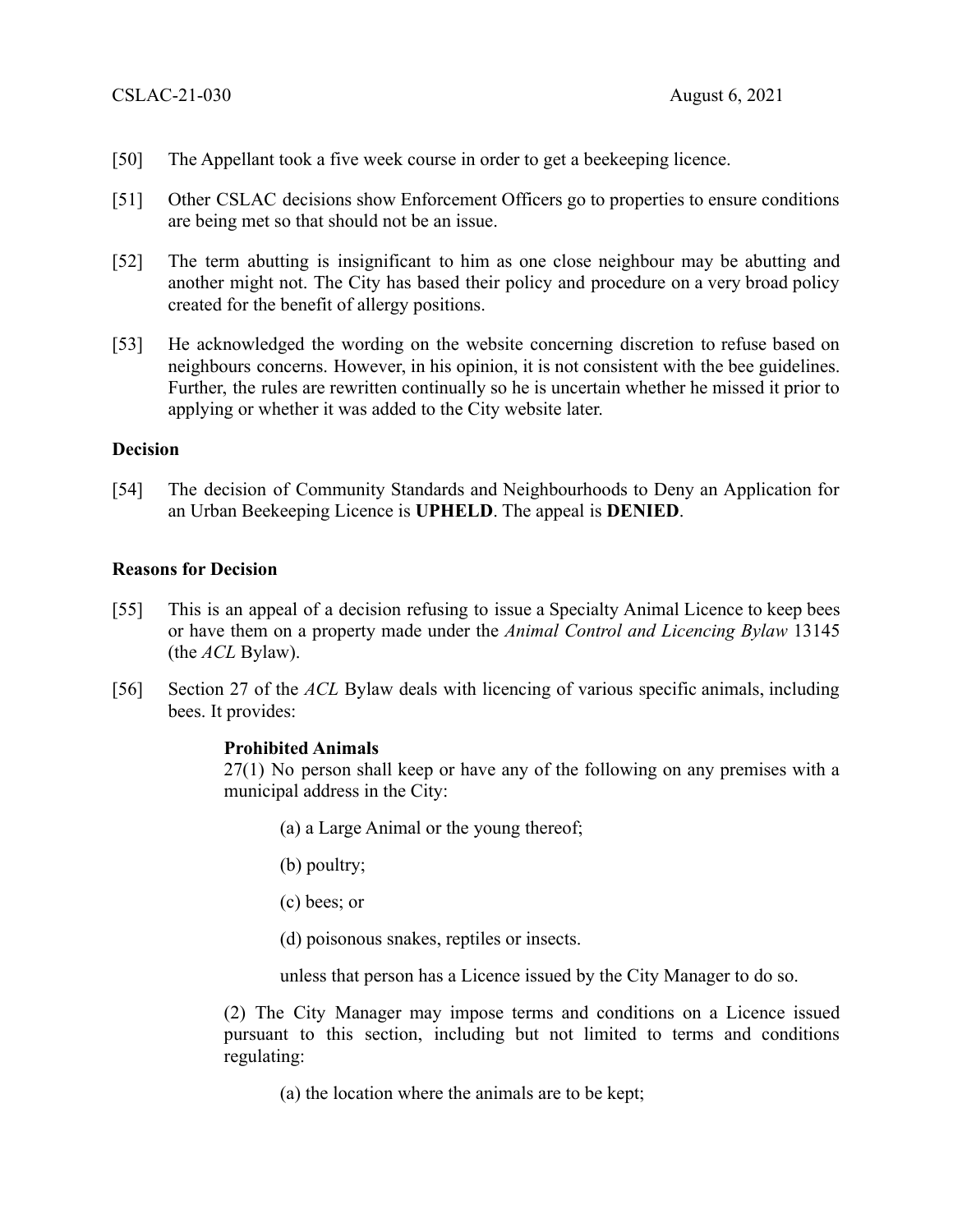[50] The Appellant took a five week course in order to get a beekeeping licence.

[51] Other CSLAC decisions show Enforcement Officers go to properties to ensure conditions are being met so that should not be an issue.

[52] The term abutting is insignificant to him as one close neighbour may be abutting and another might not. The City has based their policy and procedure on a very broad policy created for the benefit of allergy positions.

[53] He acknowledged the wording on the website concerning discretion to refuse based on neighbours concerns. However, in his opinion, it is not consistent with the bee guidelines. Further, the rules are rewritten continually so he is uncertain whether he missed it prior to applying or whether it was added to the City website later.

### Decision

[54] The decision of Community Standards and Neighbourhoods to Deny an Application for an Urban Beekeeping Licence is **UPHELD**. The appeal is **DENIED**.

### Reasons for Decision

[55] This is an appeal of a decision refusing to issue a Specialty Animal Licence to keep bees or have them on a property made under the *Animal Control and Licencing Bylaw* 13145 (the *ACL* Bylaw).

[56] Section 27 of the *ACL* Bylaw deals with licencing of various specific animals, including bees. It provides:

> **Prohibited Animals**
> 27(1) No person shall keep or have any of the following on any premises with a municipal address in the City:
>
> (a) a Large Animal or the young thereof;
>
> (b) poultry;
>
> (c) bees; or
>
> (d) poisonous snakes, reptiles or insects.
>
> unless that person has a Licence issued by the City Manager to do so.
>
> (2) The City Manager may impose terms and conditions on a Licence issued pursuant to this section, including but not limited to terms and conditions regulating:
>
> (a) the location where the animals are to be kept;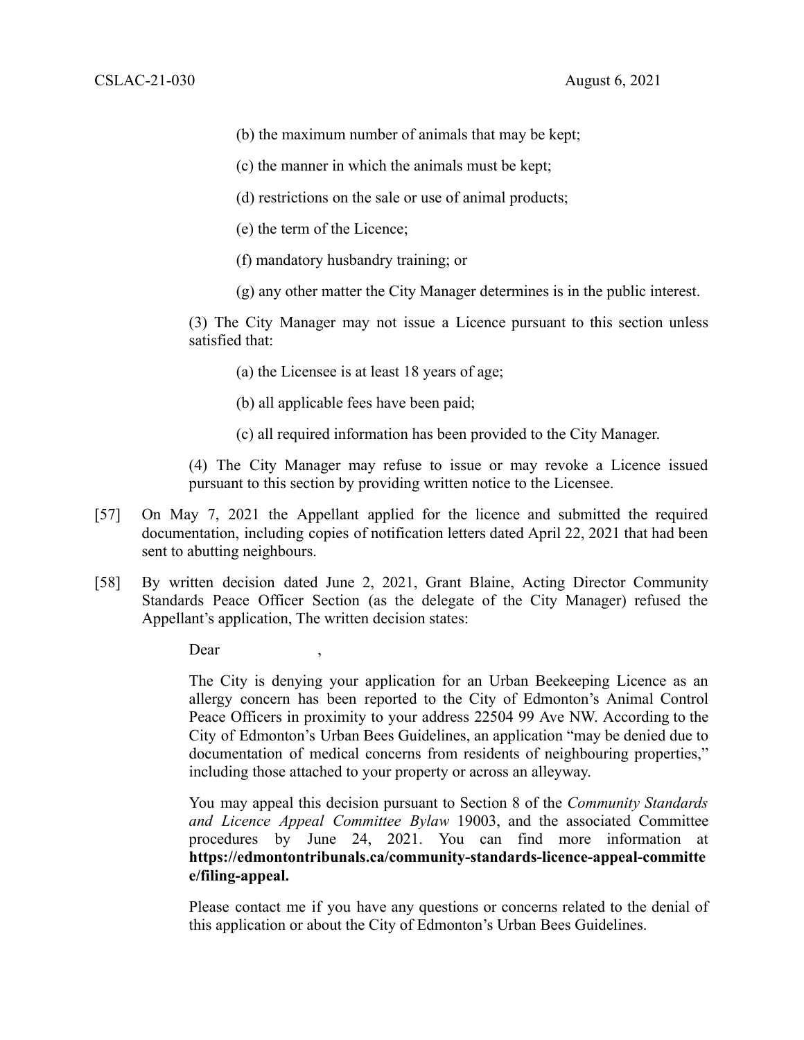(b) the maximum number of animals that may be kept;

(c) the manner in which the animals must be kept;

(d) restrictions on the sale or use of animal products;

(e) the term of the Licence;

(f) mandatory husbandry training; or

(g) any other matter the City Manager determines is in the public interest.

(3) The City Manager may not issue a Licence pursuant to this section unless satisfied that:

(a) the Licensee is at least 18 years of age;

(b) all applicable fees have been paid;

(c) all required information has been provided to the City Manager.

(4) The City Manager may refuse to issue or may revoke a Licence issued pursuant to this section by providing written notice to the Licensee.

[57] On May 7, 2021 the Appellant applied for the licence and submitted the required documentation, including copies of notification letters dated April 22, 2021 that had been sent to abutting neighbours.

[58] By written decision dated June 2, 2021, Grant Blaine, Acting Director Community Standards Peace Officer Section (as the delegate of the City Manager) refused the Appellant's application, The written decision states:

> Dear ,
>
> The City is denying your application for an Urban Beekeeping Licence as an allergy concern has been reported to the City of Edmonton's Animal Control Peace Officers in proximity to your address 22504 99 Ave NW. According to the City of Edmonton's Urban Bees Guidelines, an application "may be denied due to documentation of medical concerns from residents of neighbouring properties," including those attached to your property or across an alleyway.
>
> You may appeal this decision pursuant to Section 8 of the *Community Standards and Licence Appeal Committee Bylaw* 19003, and the associated Committee procedures by June 24, 2021. You can find more information at **https://edmontontribunals.ca/community-standards-licence-appeal-committee/filing-appeal.**
>
> Please contact me if you have any questions or concerns related to the denial of this application or about the City of Edmonton's Urban Bees Guidelines.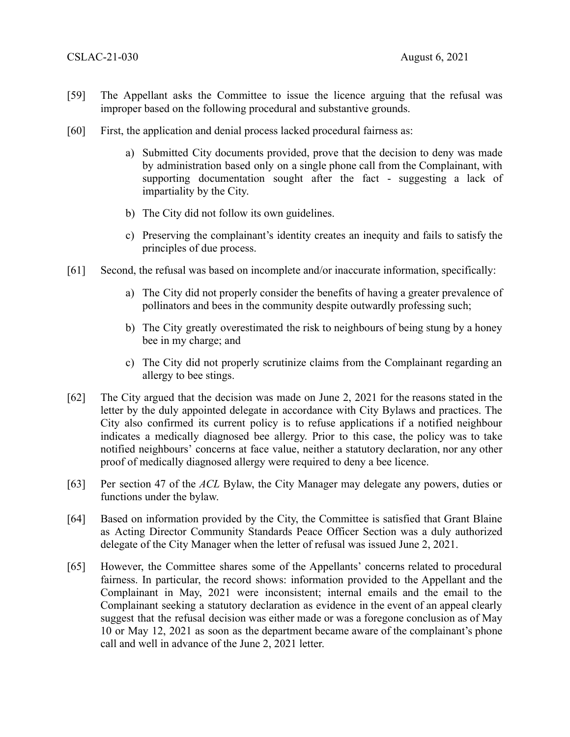[59] The Appellant asks the Committee to issue the licence arguing that the refusal was improper based on the following procedural and substantive grounds.

[60] First, the application and denial process lacked procedural fairness as:

a) Submitted City documents provided, prove that the decision to deny was made by administration based only on a single phone call from the Complainant, with supporting documentation sought after the fact - suggesting a lack of impartiality by the City.

b) The City did not follow its own guidelines.

c) Preserving the complainant's identity creates an inequity and fails to satisfy the principles of due process.

[61] Second, the refusal was based on incomplete and/or inaccurate information, specifically:

a) The City did not properly consider the benefits of having a greater prevalence of pollinators and bees in the community despite outwardly professing such;

b) The City greatly overestimated the risk to neighbours of being stung by a honey bee in my charge; and

c) The City did not properly scrutinize claims from the Complainant regarding an allergy to bee stings.

[62] The City argued that the decision was made on June 2, 2021 for the reasons stated in the letter by the duly appointed delegate in accordance with City Bylaws and practices. The City also confirmed its current policy is to refuse applications if a notified neighbour indicates a medically diagnosed bee allergy. Prior to this case, the policy was to take notified neighbours' concerns at face value, neither a statutory declaration, nor any other proof of medically diagnosed allergy were required to deny a bee licence.

[63] Per section 47 of the *ACL* Bylaw, the City Manager may delegate any powers, duties or functions under the bylaw.

[64] Based on information provided by the City, the Committee is satisfied that Grant Blaine as Acting Director Community Standards Peace Officer Section was a duly authorized delegate of the City Manager when the letter of refusal was issued June 2, 2021.

[65] However, the Committee shares some of the Appellants' concerns related to procedural fairness. In particular, the record shows: information provided to the Appellant and the Complainant in May, 2021 were inconsistent; internal emails and the email to the Complainant seeking a statutory declaration as evidence in the event of an appeal clearly suggest that the refusal decision was either made or was a foregone conclusion as of May 10 or May 12, 2021 as soon as the department became aware of the complainant's phone call and well in advance of the June 2, 2021 letter.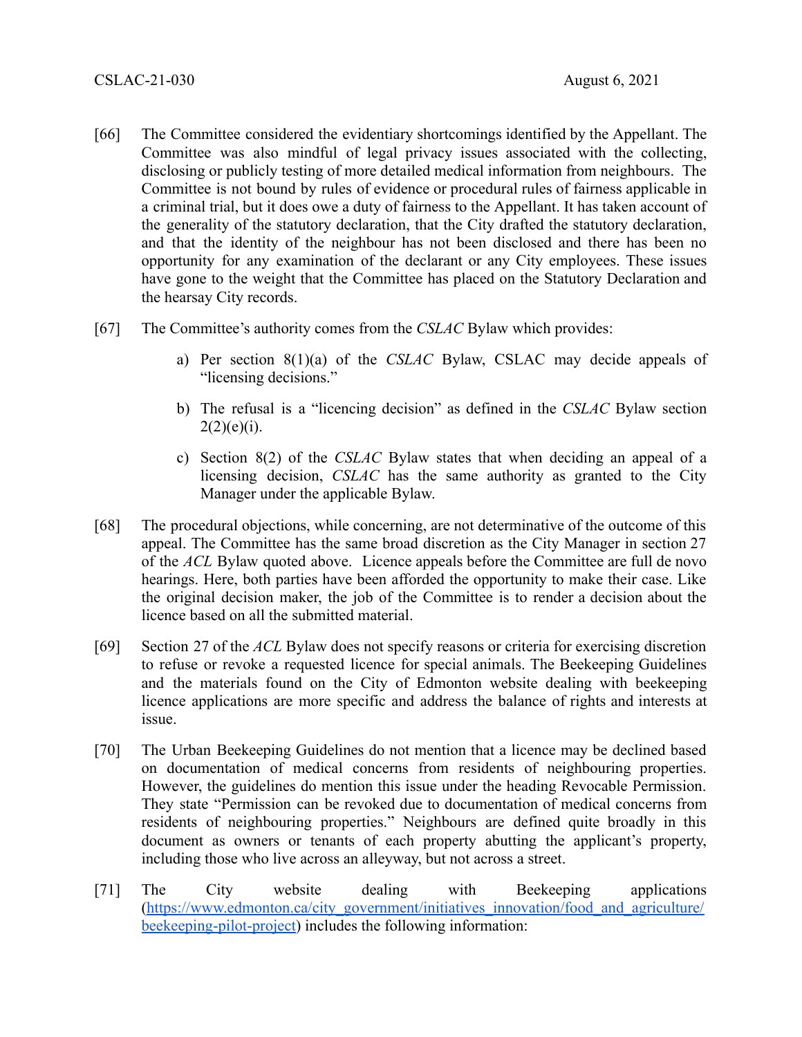[66] The Committee considered the evidentiary shortcomings identified by the Appellant. The Committee was also mindful of legal privacy issues associated with the collecting, disclosing or publicly testing of more detailed medical information from neighbours. The Committee is not bound by rules of evidence or procedural rules of fairness applicable in a criminal trial, but it does owe a duty of fairness to the Appellant. It has taken account of the generality of the statutory declaration, that the City drafted the statutory declaration, and that the identity of the neighbour has not been disclosed and there has been no opportunity for any examination of the declarant or any City employees. These issues have gone to the weight that the Committee has placed on the Statutory Declaration and the hearsay City records.

[67] The Committee's authority comes from the *CSLAC* Bylaw which provides:

a) Per section 8(1)(a) of the *CSLAC* Bylaw, CSLAC may decide appeals of "licensing decisions."

b) The refusal is a "licencing decision" as defined in the *CSLAC* Bylaw section 2(2)(e)(i).

c) Section 8(2) of the *CSLAC* Bylaw states that when deciding an appeal of a licensing decision, *CSLAC* has the same authority as granted to the City Manager under the applicable Bylaw.

[68] The procedural objections, while concerning, are not determinative of the outcome of this appeal. The Committee has the same broad discretion as the City Manager in section 27 of the *ACL* Bylaw quoted above. Licence appeals before the Committee are full de novo hearings. Here, both parties have been afforded the opportunity to make their case. Like the original decision maker, the job of the Committee is to render a decision about the licence based on all the submitted material.

[69] Section 27 of the *ACL* Bylaw does not specify reasons or criteria for exercising discretion to refuse or revoke a requested licence for special animals. The Beekeeping Guidelines and the materials found on the City of Edmonton website dealing with beekeeping licence applications are more specific and address the balance of rights and interests at issue.

[70] The Urban Beekeeping Guidelines do not mention that a licence may be declined based on documentation of medical concerns from residents of neighbouring properties. However, the guidelines do mention this issue under the heading Revocable Permission. They state "Permission can be revoked due to documentation of medical concerns from residents of neighbouring properties." Neighbours are defined quite broadly in this document as owners or tenants of each property abutting the applicant's property, including those who live across an alleyway, but not across a street.

[71] The City website dealing with Beekeeping applications (https://www.edmonton.ca/city_government/initiatives_innovation/food_and_agriculture/beekeeping-pilot-project) includes the following information: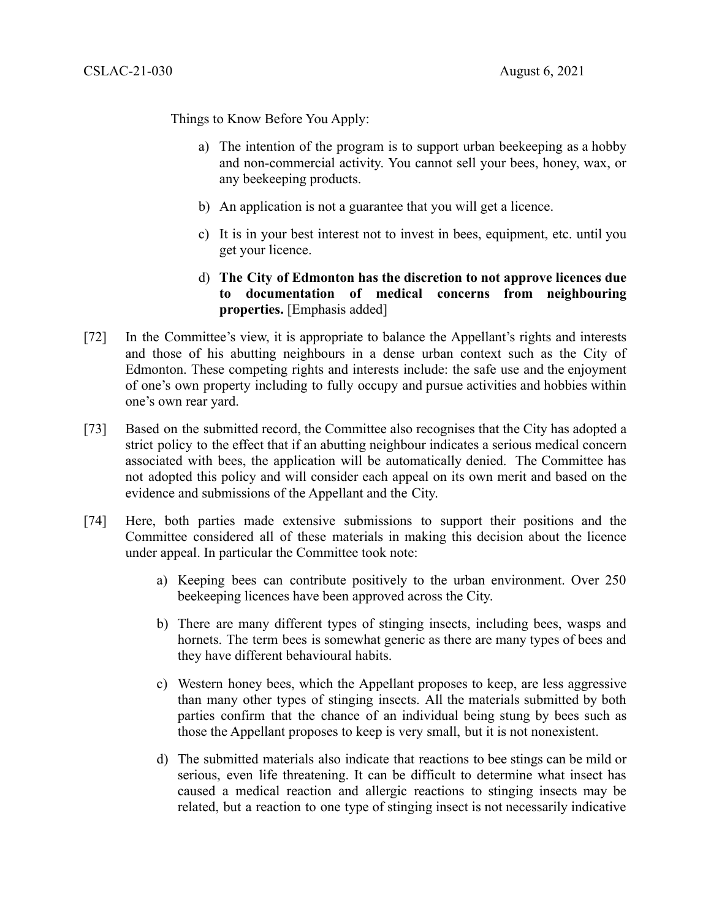Things to Know Before You Apply:

a) The intention of the program is to support urban beekeeping as a hobby and non-commercial activity. You cannot sell your bees, honey, wax, or any beekeeping products.

b) An application is not a guarantee that you will get a licence.

c) It is in your best interest not to invest in bees, equipment, etc. until you get your licence.

d) **The City of Edmonton has the discretion to not approve licences due to documentation of medical concerns from neighbouring properties.** [Emphasis added]

[72] In the Committee's view, it is appropriate to balance the Appellant's rights and interests and those of his abutting neighbours in a dense urban context such as the City of Edmonton. These competing rights and interests include: the safe use and the enjoyment of one's own property including to fully occupy and pursue activities and hobbies within one's own rear yard.

[73] Based on the submitted record, the Committee also recognises that the City has adopted a strict policy to the effect that if an abutting neighbour indicates a serious medical concern associated with bees, the application will be automatically denied. The Committee has not adopted this policy and will consider each appeal on its own merit and based on the evidence and submissions of the Appellant and the City.

[74] Here, both parties made extensive submissions to support their positions and the Committee considered all of these materials in making this decision about the licence under appeal. In particular the Committee took note:

a) Keeping bees can contribute positively to the urban environment. Over 250 beekeeping licences have been approved across the City.

b) There are many different types of stinging insects, including bees, wasps and hornets. The term bees is somewhat generic as there are many types of bees and they have different behavioural habits.

c) Western honey bees, which the Appellant proposes to keep, are less aggressive than many other types of stinging insects. All the materials submitted by both parties confirm that the chance of an individual being stung by bees such as those the Appellant proposes to keep is very small, but it is not nonexistent.

d) The submitted materials also indicate that reactions to bee stings can be mild or serious, even life threatening. It can be difficult to determine what insect has caused a medical reaction and allergic reactions to stinging insects may be related, but a reaction to one type of stinging insect is not necessarily indicative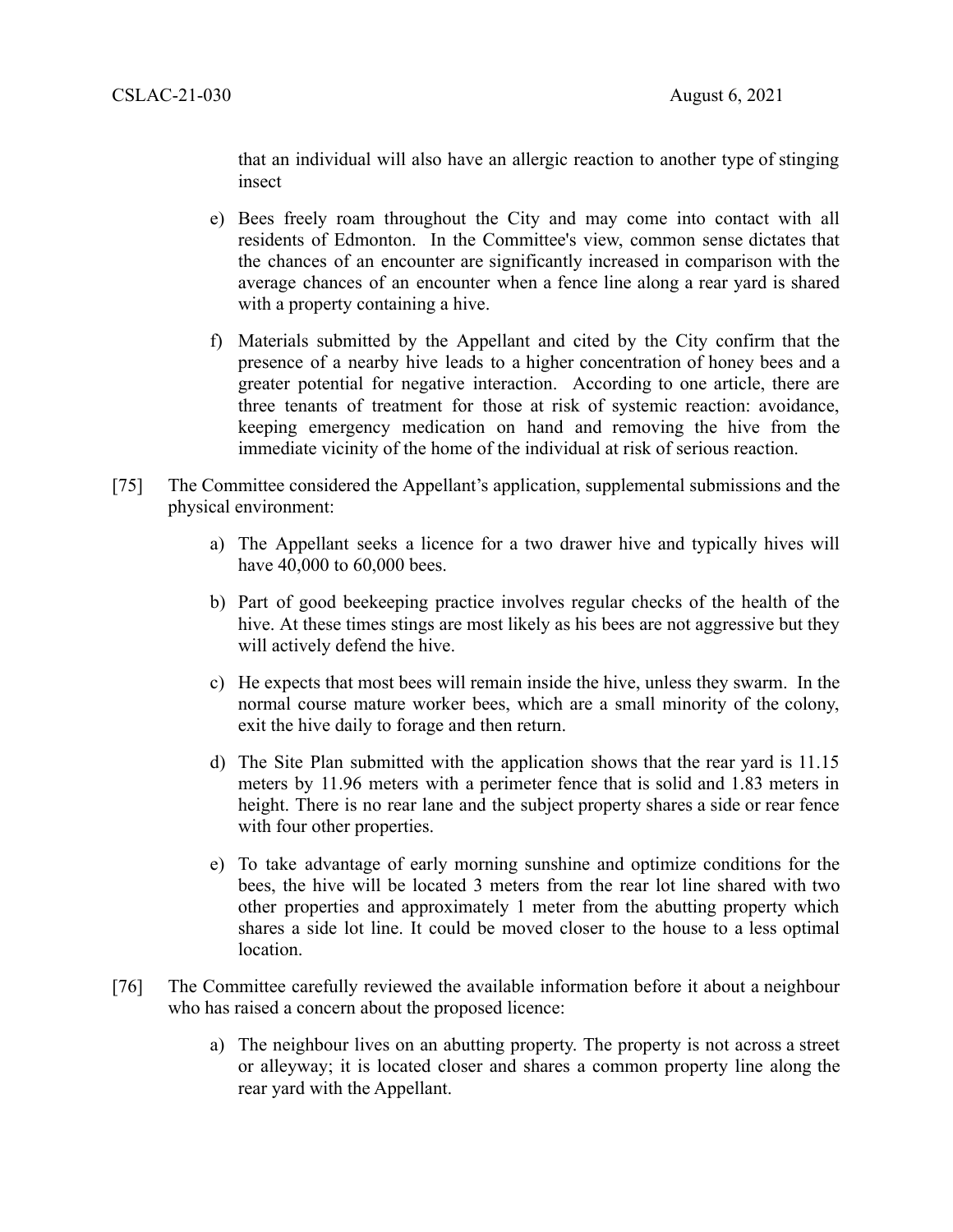that an individual will also have an allergic reaction to another type of stinging insect

e) Bees freely roam throughout the City and may come into contact with all residents of Edmonton. In the Committee's view, common sense dictates that the chances of an encounter are significantly increased in comparison with the average chances of an encounter when a fence line along a rear yard is shared with a property containing a hive.

f) Materials submitted by the Appellant and cited by the City confirm that the presence of a nearby hive leads to a higher concentration of honey bees and a greater potential for negative interaction. According to one article, there are three tenants of treatment for those at risk of systemic reaction: avoidance, keeping emergency medication on hand and removing the hive from the immediate vicinity of the home of the individual at risk of serious reaction.

[75] The Committee considered the Appellant's application, supplemental submissions and the physical environment:

a) The Appellant seeks a licence for a two drawer hive and typically hives will have 40,000 to 60,000 bees.

b) Part of good beekeeping practice involves regular checks of the health of the hive. At these times stings are most likely as his bees are not aggressive but they will actively defend the hive.

c) He expects that most bees will remain inside the hive, unless they swarm. In the normal course mature worker bees, which are a small minority of the colony, exit the hive daily to forage and then return.

d) The Site Plan submitted with the application shows that the rear yard is 11.15 meters by 11.96 meters with a perimeter fence that is solid and 1.83 meters in height. There is no rear lane and the subject property shares a side or rear fence with four other properties.

e) To take advantage of early morning sunshine and optimize conditions for the bees, the hive will be located 3 meters from the rear lot line shared with two other properties and approximately 1 meter from the abutting property which shares a side lot line. It could be moved closer to the house to a less optimal location.

[76] The Committee carefully reviewed the available information before it about a neighbour who has raised a concern about the proposed licence:

a) The neighbour lives on an abutting property. The property is not across a street or alleyway; it is located closer and shares a common property line along the rear yard with the Appellant.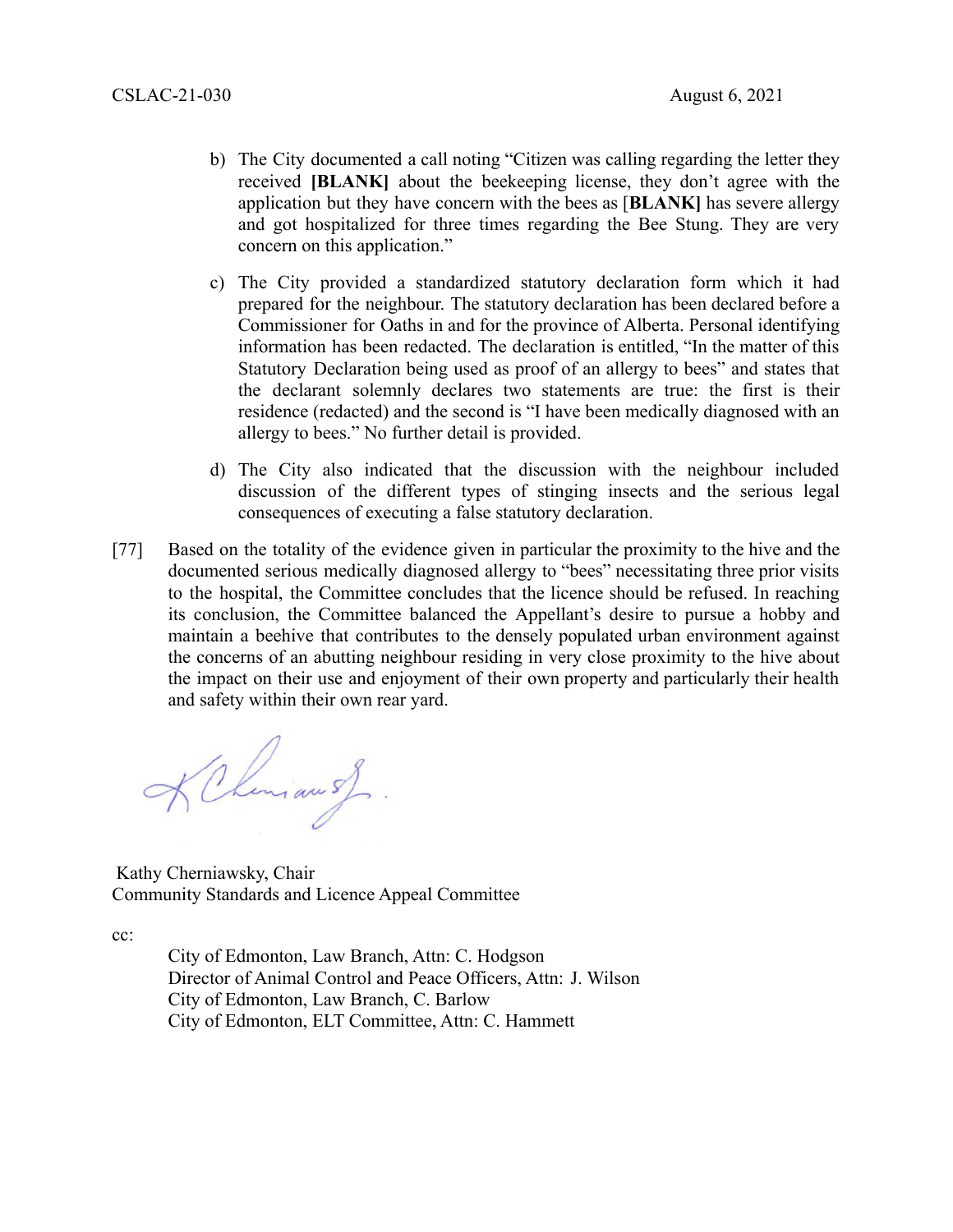b) The City documented a call noting "Citizen was calling regarding the letter they received **[BLANK]** about the beekeeping license, they don't agree with the application but they have concern with the bees as [**BLANK]** has severe allergy and got hospitalized for three times regarding the Bee Stung. They are very concern on this application."

c) The City provided a standardized statutory declaration form which it had prepared for the neighbour. The statutory declaration has been declared before a Commissioner for Oaths in and for the province of Alberta. Personal identifying information has been redacted. The declaration is entitled, "In the matter of this Statutory Declaration being used as proof of an allergy to bees" and states that the declarant solemnly declares two statements are true: the first is their residence (redacted) and the second is "I have been medically diagnosed with an allergy to bees." No further detail is provided.

d) The City also indicated that the discussion with the neighbour included discussion of the different types of stinging insects and the serious legal consequences of executing a false statutory declaration.

[77] Based on the totality of the evidence given in particular the proximity to the hive and the documented serious medically diagnosed allergy to "bees" necessitating three prior visits to the hospital, the Committee concludes that the licence should be refused. In reaching its conclusion, the Committee balanced the Appellant's desire to pursue a hobby and maintain a beehive that contributes to the densely populated urban environment against the concerns of an abutting neighbour residing in very close proximity to the hive about the impact on their use and enjoyment of their own property and particularly their health and safety within their own rear yard.

Kathy Cherniawsky, Chair
Community Standards and Licence Appeal Committee

cc:

City of Edmonton, Law Branch, Attn: C. Hodgson
Director of Animal Control and Peace Officers, Attn: J. Wilson
City of Edmonton, Law Branch, C. Barlow
City of Edmonton, ELT Committee, Attn: C. Hammett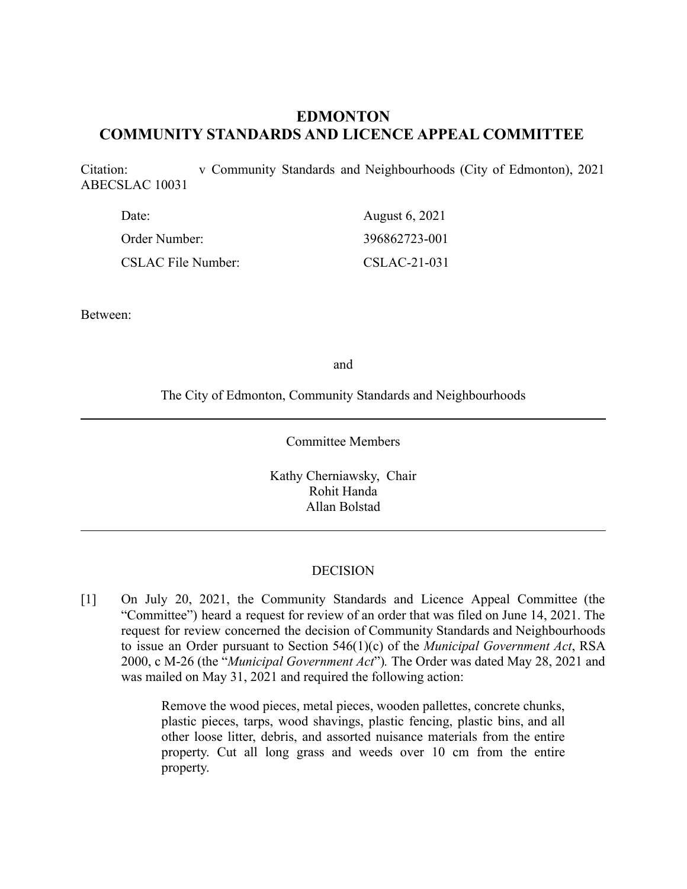# EDMONTON
# COMMUNITY STANDARDS AND LICENCE APPEAL COMMITTEE

Citation: v Community Standards and Neighbourhoods (City of Edmonton), 2021 ABECSLAC 10031

| | |
|---|---|
| Date: | August 6, 2021 |
| Order Number: | 396862723-001 |
| CSLAC File Number: | CSLAC-21-031 |

Between:

and

The City of Edmonton, Community Standards and Neighbourhoods

---

Committee Members

Kathy Cherniawsky, Chair
Rohit Handa
Allan Bolstad

---

DECISION

[1] On July 20, 2021, the Community Standards and Licence Appeal Committee (the "Committee") heard a request for review of an order that was filed on June 14, 2021. The request for review concerned the decision of Community Standards and Neighbourhoods to issue an Order pursuant to Section 546(1)(c) of the *Municipal Government Act*, RSA 2000, c M-26 (the "*Municipal Government Act*"). The Order was dated May 28, 2021 and was mailed on May 31, 2021 and required the following action:

> Remove the wood pieces, metal pieces, wooden pallettes, concrete chunks, plastic pieces, tarps, wood shavings, plastic fencing, plastic bins, and all other loose litter, debris, and assorted nuisance materials from the entire property. Cut all long grass and weeds over 10 cm from the entire property.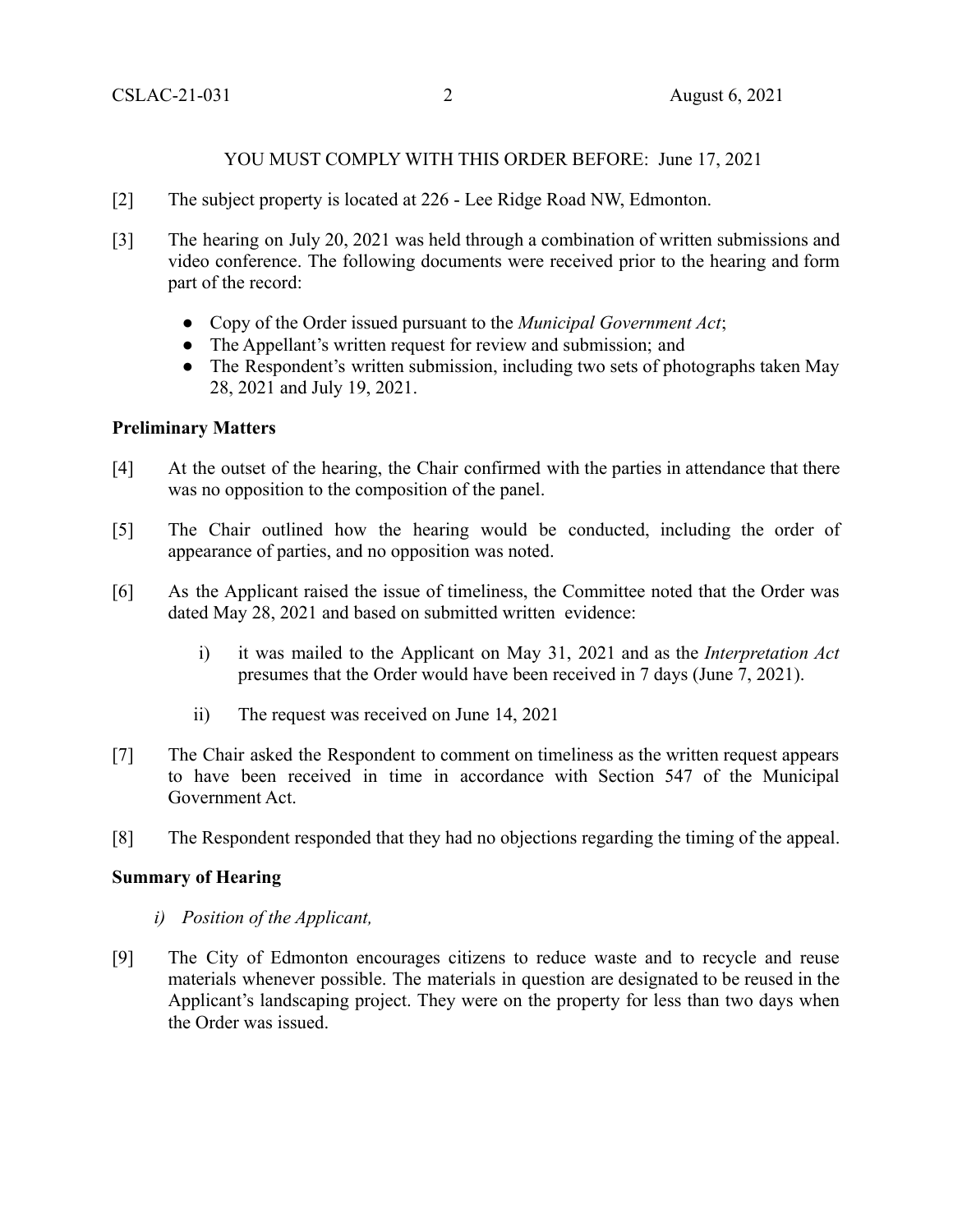YOU MUST COMPLY WITH THIS ORDER BEFORE: June 17, 2021

[2] The subject property is located at 226 - Lee Ridge Road NW, Edmonton.

[3] The hearing on July 20, 2021 was held through a combination of written submissions and video conference. The following documents were received prior to the hearing and form part of the record:

- Copy of the Order issued pursuant to the *Municipal Government Act*;
- The Appellant's written request for review and submission; and
- The Respondent's written submission, including two sets of photographs taken May 28, 2021 and July 19, 2021.

**Preliminary Matters**

[4] At the outset of the hearing, the Chair confirmed with the parties in attendance that there was no opposition to the composition of the panel.

[5] The Chair outlined how the hearing would be conducted, including the order of appearance of parties, and no opposition was noted.

[6] As the Applicant raised the issue of timeliness, the Committee noted that the Order was dated May 28, 2021 and based on submitted written evidence:

i) it was mailed to the Applicant on May 31, 2021 and as the *Interpretation Act* presumes that the Order would have been received in 7 days (June 7, 2021).

ii) The request was received on June 14, 2021

[7] The Chair asked the Respondent to comment on timeliness as the written request appears to have been received in time in accordance with Section 547 of the Municipal Government Act.

[8] The Respondent responded that they had no objections regarding the timing of the appeal.

**Summary of Hearing**

*i) Position of the Applicant,*

[9] The City of Edmonton encourages citizens to reduce waste and to recycle and reuse materials whenever possible. The materials in question are designated to be reused in the Applicant's landscaping project. They were on the property for less than two days when the Order was issued.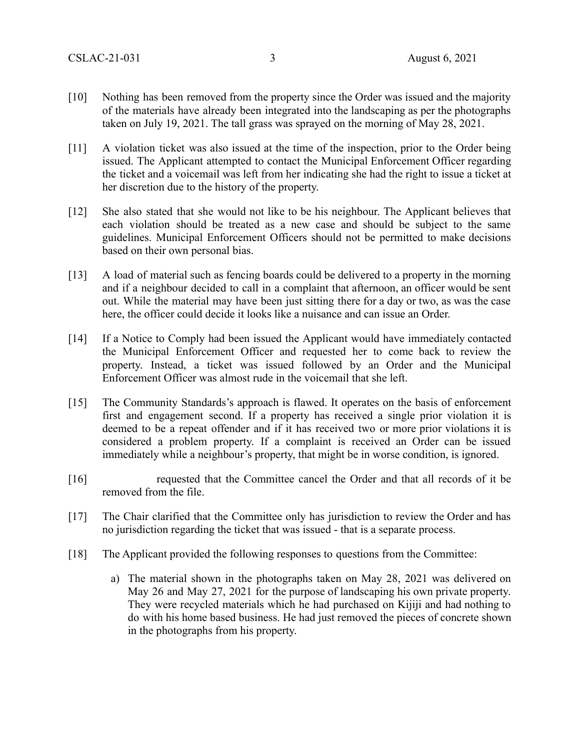[10] Nothing has been removed from the property since the Order was issued and the majority of the materials have already been integrated into the landscaping as per the photographs taken on July 19, 2021. The tall grass was sprayed on the morning of May 28, 2021.

[11] A violation ticket was also issued at the time of the inspection, prior to the Order being issued. The Applicant attempted to contact the Municipal Enforcement Officer regarding the ticket and a voicemail was left from her indicating she had the right to issue a ticket at her discretion due to the history of the property.

[12] She also stated that she would not like to be his neighbour. The Applicant believes that each violation should be treated as a new case and should be subject to the same guidelines. Municipal Enforcement Officers should not be permitted to make decisions based on their own personal bias.

[13] A load of material such as fencing boards could be delivered to a property in the morning and if a neighbour decided to call in a complaint that afternoon, an officer would be sent out. While the material may have been just sitting there for a day or two, as was the case here, the officer could decide it looks like a nuisance and can issue an Order.

[14] If a Notice to Comply had been issued the Applicant would have immediately contacted the Municipal Enforcement Officer and requested her to come back to review the property. Instead, a ticket was issued followed by an Order and the Municipal Enforcement Officer was almost rude in the voicemail that she left.

[15] The Community Standards's approach is flawed. It operates on the basis of enforcement first and engagement second. If a property has received a single prior violation it is deemed to be a repeat offender and if it has received two or more prior violations it is considered a problem property. If a complaint is received an Order can be issued immediately while a neighbour's property, that might be in worse condition, is ignored.

[16] requested that the Committee cancel the Order and that all records of it be removed from the file.

[17] The Chair clarified that the Committee only has jurisdiction to review the Order and has no jurisdiction regarding the ticket that was issued - that is a separate process.

[18] The Applicant provided the following responses to questions from the Committee:

a) The material shown in the photographs taken on May 28, 2021 was delivered on May 26 and May 27, 2021 for the purpose of landscaping his own private property. They were recycled materials which he had purchased on Kijiji and had nothing to do with his home based business. He had just removed the pieces of concrete shown in the photographs from his property.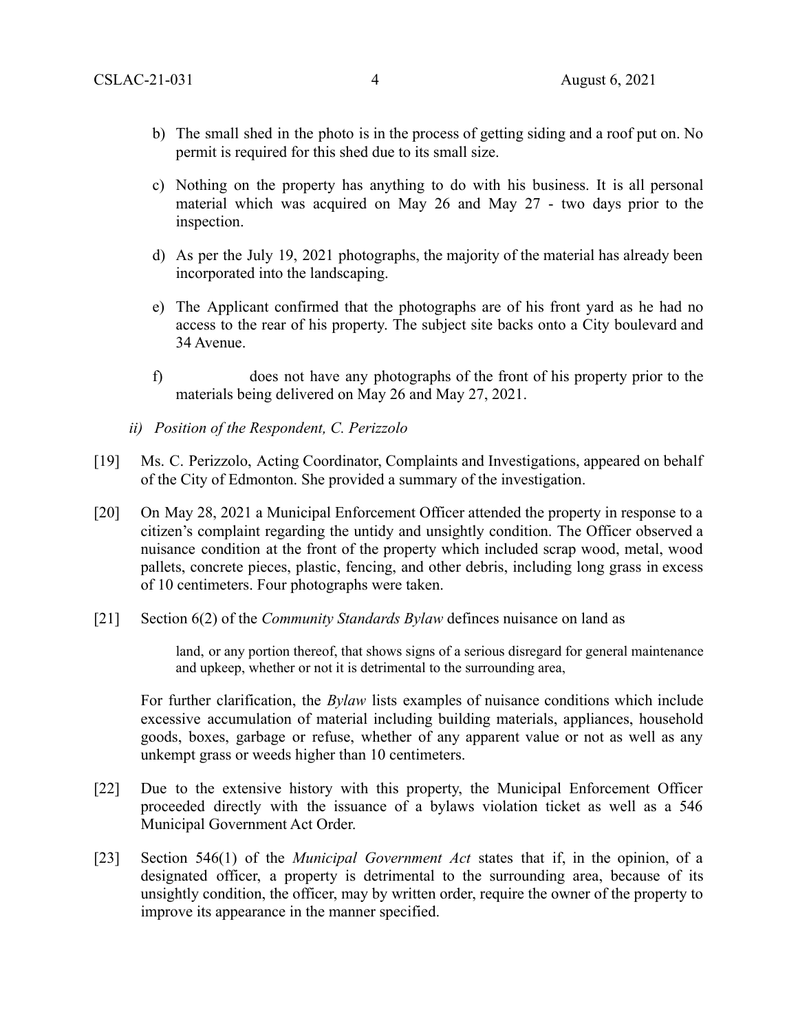b) The small shed in the photo is in the process of getting siding and a roof put on. No permit is required for this shed due to its small size.

c) Nothing on the property has anything to do with his business. It is all personal material which was acquired on May 26 and May 27 - two days prior to the inspection.

d) As per the July 19, 2021 photographs, the majority of the material has already been incorporated into the landscaping.

e) The Applicant confirmed that the photographs are of his front yard as he had no access to the rear of his property. The subject site backs onto a City boulevard and 34 Avenue.

f) does not have any photographs of the front of his property prior to the materials being delivered on May 26 and May 27, 2021.

*ii) Position of the Respondent, C. Perizzolo*

[19] Ms. C. Perizzolo, Acting Coordinator, Complaints and Investigations, appeared on behalf of the City of Edmonton. She provided a summary of the investigation.

[20] On May 28, 2021 a Municipal Enforcement Officer attended the property in response to a citizen's complaint regarding the untidy and unsightly condition. The Officer observed a nuisance condition at the front of the property which included scrap wood, metal, wood pallets, concrete pieces, plastic, fencing, and other debris, including long grass in excess of 10 centimeters. Four photographs were taken.

[21] Section 6(2) of the *Community Standards Bylaw* definces nuisance on land as

> land, or any portion thereof, that shows signs of a serious disregard for general maintenance and upkeep, whether or not it is detrimental to the surrounding area,

For further clarification, the *Bylaw* lists examples of nuisance conditions which include excessive accumulation of material including building materials, appliances, household goods, boxes, garbage or refuse, whether of any apparent value or not as well as any unkempt grass or weeds higher than 10 centimeters.

[22] Due to the extensive history with this property, the Municipal Enforcement Officer proceeded directly with the issuance of a bylaws violation ticket as well as a 546 Municipal Government Act Order.

[23] Section 546(1) of the *Municipal Government Act* states that if, in the opinion, of a designated officer, a property is detrimental to the surrounding area, because of its unsightly condition, the officer, may by written order, require the owner of the property to improve its appearance in the manner specified.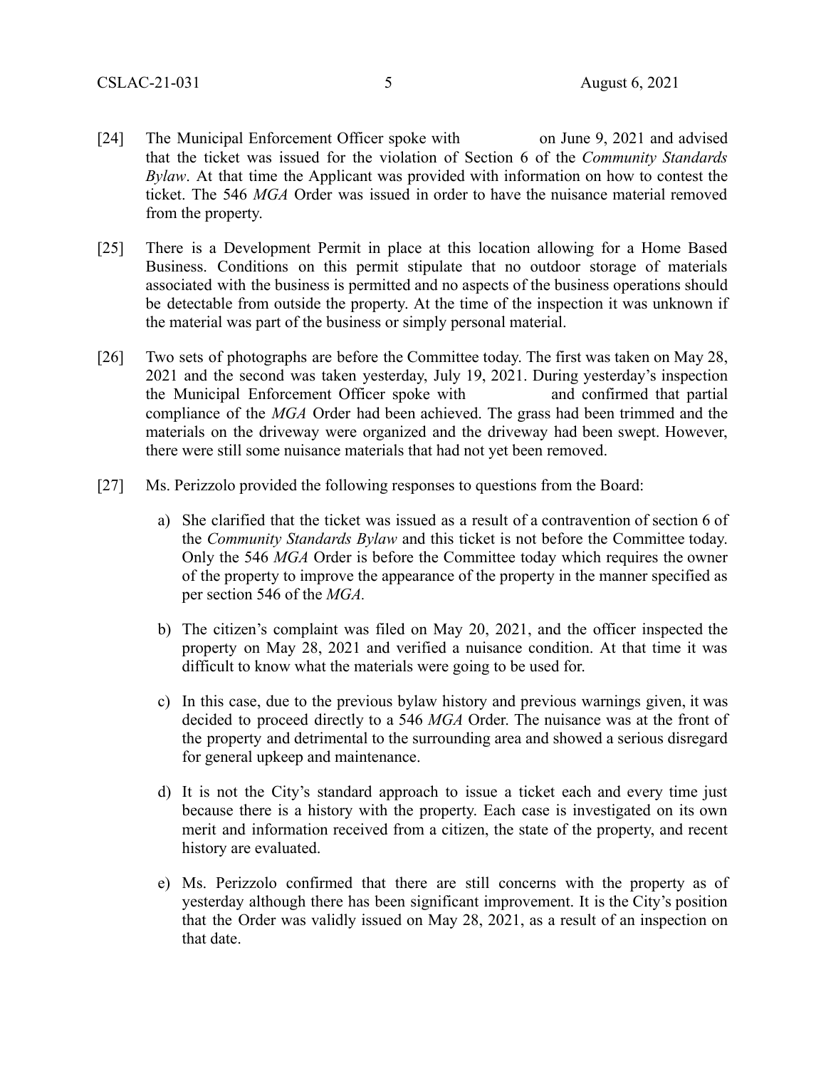[24] The Municipal Enforcement Officer spoke with on June 9, 2021 and advised that the ticket was issued for the violation of Section 6 of the *Community Standards Bylaw*. At that time the Applicant was provided with information on how to contest the ticket. The 546 *MGA* Order was issued in order to have the nuisance material removed from the property.

[25] There is a Development Permit in place at this location allowing for a Home Based Business. Conditions on this permit stipulate that no outdoor storage of materials associated with the business is permitted and no aspects of the business operations should be detectable from outside the property. At the time of the inspection it was unknown if the material was part of the business or simply personal material.

[26] Two sets of photographs are before the Committee today. The first was taken on May 28, 2021 and the second was taken yesterday, July 19, 2021. During yesterday's inspection the Municipal Enforcement Officer spoke with and confirmed that partial compliance of the *MGA* Order had been achieved. The grass had been trimmed and the materials on the driveway were organized and the driveway had been swept. However, there were still some nuisance materials that had not yet been removed.

[27] Ms. Perizzolo provided the following responses to questions from the Board:

a) She clarified that the ticket was issued as a result of a contravention of section 6 of the *Community Standards Bylaw* and this ticket is not before the Committee today. Only the 546 *MGA* Order is before the Committee today which requires the owner of the property to improve the appearance of the property in the manner specified as per section 546 of the *MGA.*

b) The citizen's complaint was filed on May 20, 2021, and the officer inspected the property on May 28, 2021 and verified a nuisance condition. At that time it was difficult to know what the materials were going to be used for.

c) In this case, due to the previous bylaw history and previous warnings given, it was decided to proceed directly to a 546 *MGA* Order. The nuisance was at the front of the property and detrimental to the surrounding area and showed a serious disregard for general upkeep and maintenance.

d) It is not the City's standard approach to issue a ticket each and every time just because there is a history with the property. Each case is investigated on its own merit and information received from a citizen, the state of the property, and recent history are evaluated.

e) Ms. Perizzolo confirmed that there are still concerns with the property as of yesterday although there has been significant improvement. It is the City's position that the Order was validly issued on May 28, 2021, as a result of an inspection on that date.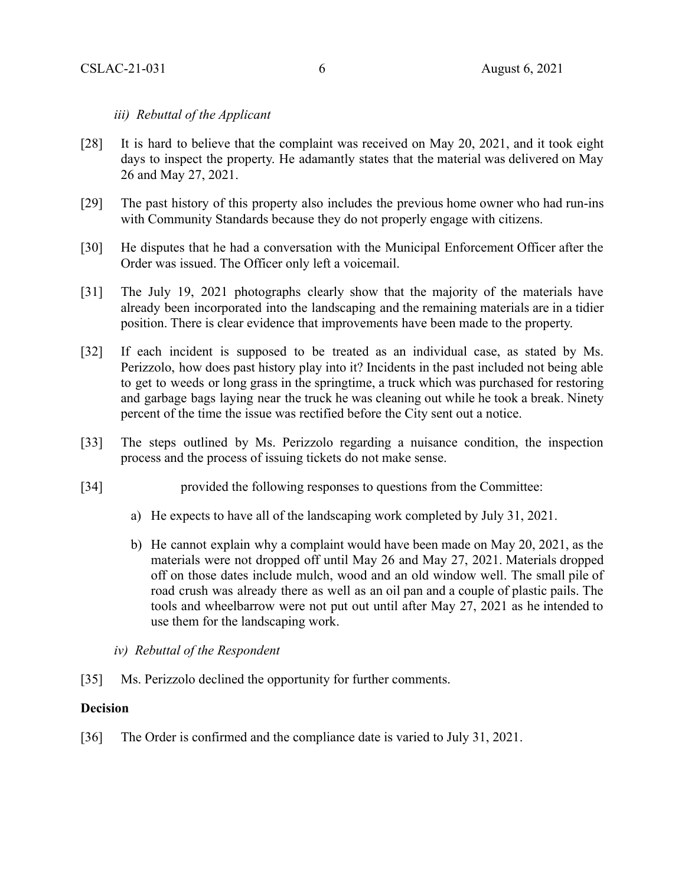*iii) Rebuttal of the Applicant*

[28] It is hard to believe that the complaint was received on May 20, 2021, and it took eight days to inspect the property. He adamantly states that the material was delivered on May 26 and May 27, 2021.

[29] The past history of this property also includes the previous home owner who had run-ins with Community Standards because they do not properly engage with citizens.

[30] He disputes that he had a conversation with the Municipal Enforcement Officer after the Order was issued. The Officer only left a voicemail.

[31] The July 19, 2021 photographs clearly show that the majority of the materials have already been incorporated into the landscaping and the remaining materials are in a tidier position. There is clear evidence that improvements have been made to the property.

[32] If each incident is supposed to be treated as an individual case, as stated by Ms. Perizzolo, how does past history play into it? Incidents in the past included not being able to get to weeds or long grass in the springtime, a truck which was purchased for restoring and garbage bags laying near the truck he was cleaning out while he took a break. Ninety percent of the time the issue was rectified before the City sent out a notice.

[33] The steps outlined by Ms. Perizzolo regarding a nuisance condition, the inspection process and the process of issuing tickets do not make sense.

[34] provided the following responses to questions from the Committee:

a) He expects to have all of the landscaping work completed by July 31, 2021.

b) He cannot explain why a complaint would have been made on May 20, 2021, as the materials were not dropped off until May 26 and May 27, 2021. Materials dropped off on those dates include mulch, wood and an old window well. The small pile of road crush was already there as well as an oil pan and a couple of plastic pails. The tools and wheelbarrow were not put out until after May 27, 2021 as he intended to use them for the landscaping work.

*iv) Rebuttal of the Respondent*

[35] Ms. Perizzolo declined the opportunity for further comments.

**Decision**

[36] The Order is confirmed and the compliance date is varied to July 31, 2021.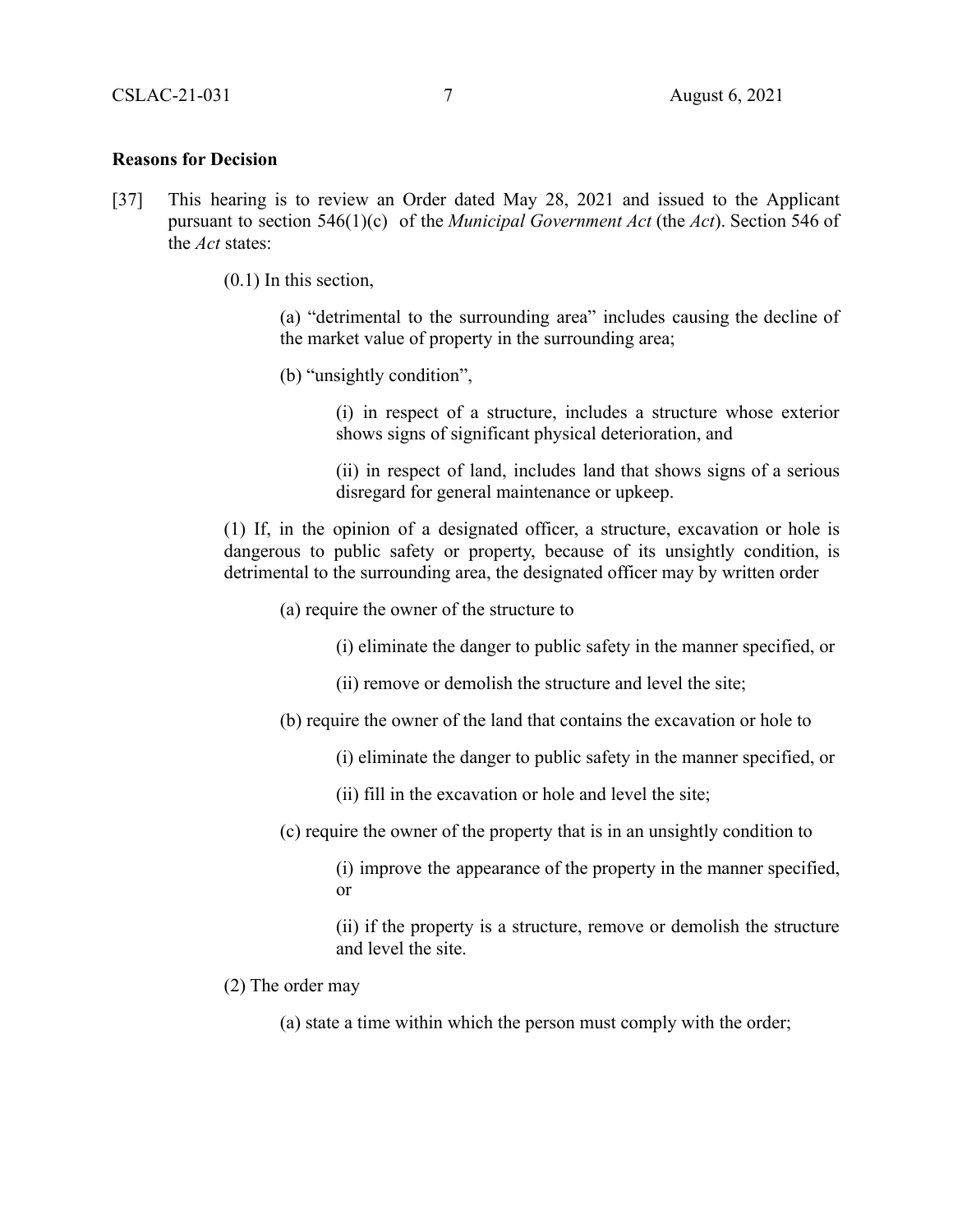**Reasons for Decision**

[37] This hearing is to review an Order dated May 28, 2021 and issued to the Applicant pursuant to section 546(1)(c) of the *Municipal Government Act* (the *Act*). Section 546 of the *Act* states:

> (0.1) In this section,
>
> > (a) "detrimental to the surrounding area" includes causing the decline of the market value of property in the surrounding area;
> >
> > (b) "unsightly condition",
> >
> > > (i) in respect of a structure, includes a structure whose exterior shows signs of significant physical deterioration, and
> > >
> > > (ii) in respect of land, includes land that shows signs of a serious disregard for general maintenance or upkeep.
>
> (1) If, in the opinion of a designated officer, a structure, excavation or hole is dangerous to public safety or property, because of its unsightly condition, is detrimental to the surrounding area, the designated officer may by written order
>
> > (a) require the owner of the structure to
> >
> > > (i) eliminate the danger to public safety in the manner specified, or
> > >
> > > (ii) remove or demolish the structure and level the site;
> >
> > (b) require the owner of the land that contains the excavation or hole to
> >
> > > (i) eliminate the danger to public safety in the manner specified, or
> > >
> > > (ii) fill in the excavation or hole and level the site;
> >
> > (c) require the owner of the property that is in an unsightly condition to
> >
> > > (i) improve the appearance of the property in the manner specified, or
> > >
> > > (ii) if the property is a structure, remove or demolish the structure and level the site.
>
> (2) The order may
>
> > (a) state a time within which the person must comply with the order;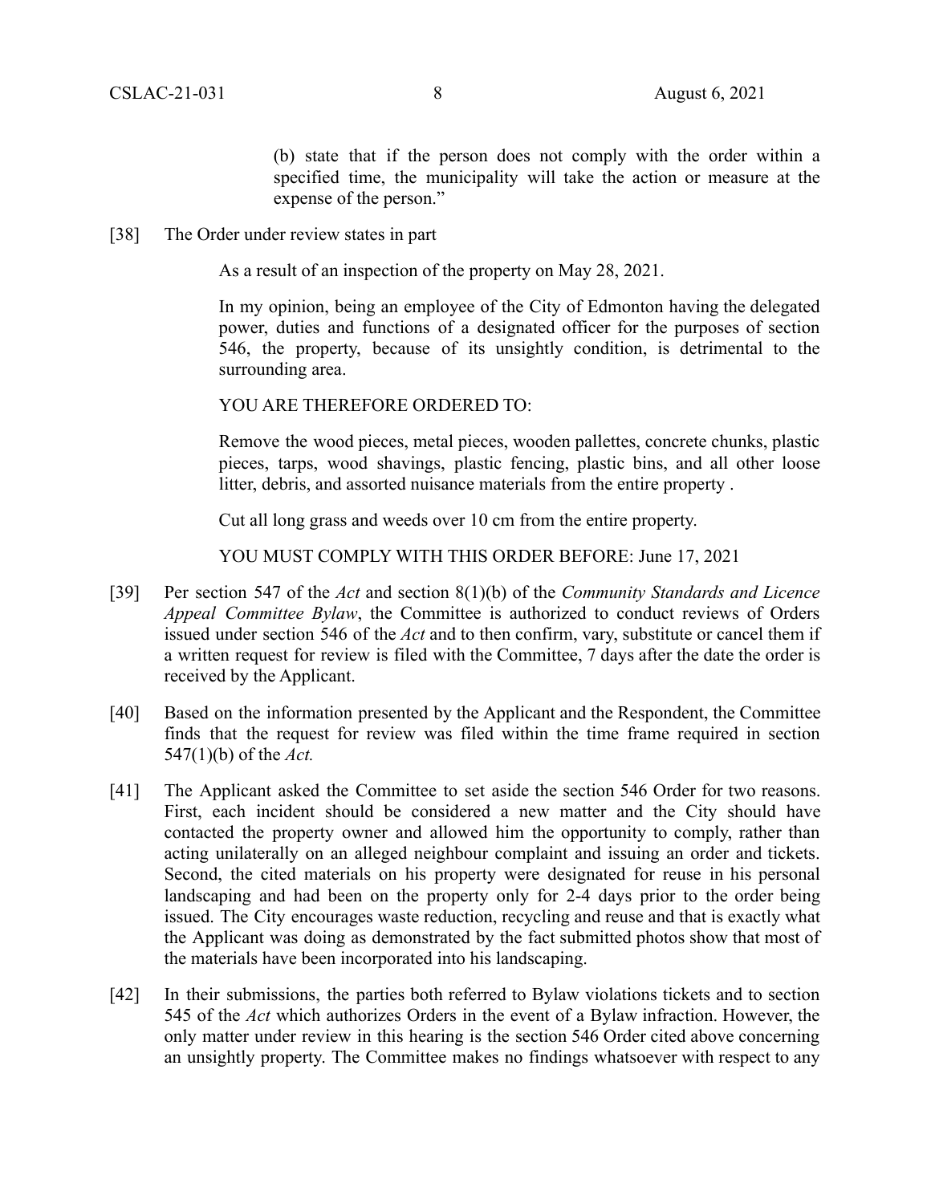(b) state that if the person does not comply with the order within a specified time, the municipality will take the action or measure at the expense of the person."

[38] The Order under review states in part

> As a result of an inspection of the property on May 28, 2021.
>
> In my opinion, being an employee of the City of Edmonton having the delegated power, duties and functions of a designated officer for the purposes of section 546, the property, because of its unsightly condition, is detrimental to the surrounding area.
>
> YOU ARE THEREFORE ORDERED TO:
>
> Remove the wood pieces, metal pieces, wooden pallettes, concrete chunks, plastic pieces, tarps, wood shavings, plastic fencing, plastic bins, and all other loose litter, debris, and assorted nuisance materials from the entire property .
>
> Cut all long grass and weeds over 10 cm from the entire property.
>
> YOU MUST COMPLY WITH THIS ORDER BEFORE: June 17, 2021

[39] Per section 547 of the *Act* and section 8(1)(b) of the *Community Standards and Licence Appeal Committee Bylaw*, the Committee is authorized to conduct reviews of Orders issued under section 546 of the *Act* and to then confirm, vary, substitute or cancel them if a written request for review is filed with the Committee, 7 days after the date the order is received by the Applicant.

[40] Based on the information presented by the Applicant and the Respondent, the Committee finds that the request for review was filed within the time frame required in section 547(1)(b) of the *Act.*

[41] The Applicant asked the Committee to set aside the section 546 Order for two reasons. First, each incident should be considered a new matter and the City should have contacted the property owner and allowed him the opportunity to comply, rather than acting unilaterally on an alleged neighbour complaint and issuing an order and tickets. Second, the cited materials on his property were designated for reuse in his personal landscaping and had been on the property only for 2-4 days prior to the order being issued. The City encourages waste reduction, recycling and reuse and that is exactly what the Applicant was doing as demonstrated by the fact submitted photos show that most of the materials have been incorporated into his landscaping.

[42] In their submissions, the parties both referred to Bylaw violations tickets and to section 545 of the *Act* which authorizes Orders in the event of a Bylaw infraction. However, the only matter under review in this hearing is the section 546 Order cited above concerning an unsightly property. The Committee makes no findings whatsoever with respect to any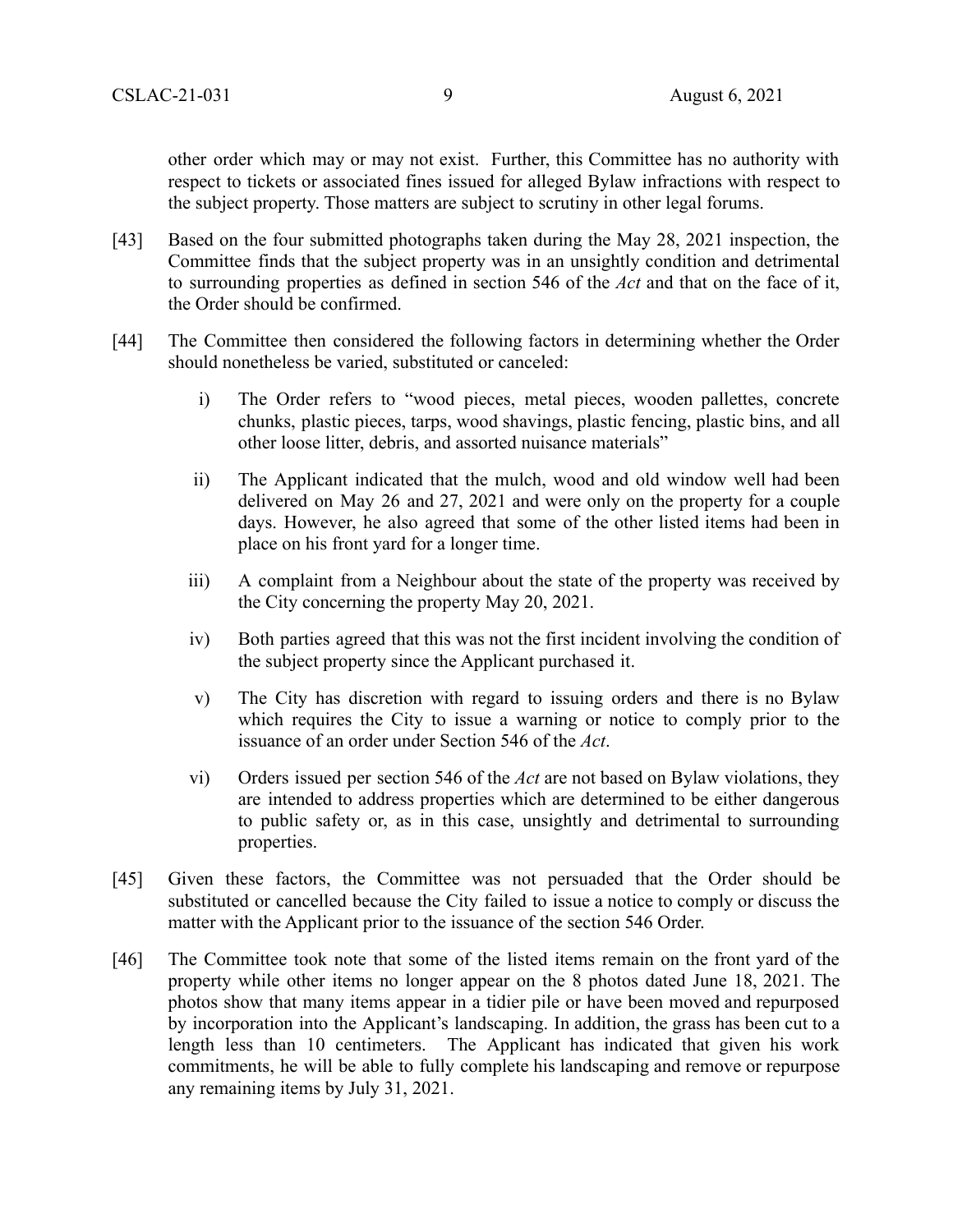other order which may or may not exist. Further, this Committee has no authority with respect to tickets or associated fines issued for alleged Bylaw infractions with respect to the subject property. Those matters are subject to scrutiny in other legal forums.

[43] Based on the four submitted photographs taken during the May 28, 2021 inspection, the Committee finds that the subject property was in an unsightly condition and detrimental to surrounding properties as defined in section 546 of the *Act* and that on the face of it, the Order should be confirmed.

[44] The Committee then considered the following factors in determining whether the Order should nonetheless be varied, substituted or canceled:

i) The Order refers to "wood pieces, metal pieces, wooden pallettes, concrete chunks, plastic pieces, tarps, wood shavings, plastic fencing, plastic bins, and all other loose litter, debris, and assorted nuisance materials"

ii) The Applicant indicated that the mulch, wood and old window well had been delivered on May 26 and 27, 2021 and were only on the property for a couple days. However, he also agreed that some of the other listed items had been in place on his front yard for a longer time.

iii) A complaint from a Neighbour about the state of the property was received by the City concerning the property May 20, 2021.

iv) Both parties agreed that this was not the first incident involving the condition of the subject property since the Applicant purchased it.

v) The City has discretion with regard to issuing orders and there is no Bylaw which requires the City to issue a warning or notice to comply prior to the issuance of an order under Section 546 of the *Act*.

vi) Orders issued per section 546 of the *Act* are not based on Bylaw violations, they are intended to address properties which are determined to be either dangerous to public safety or, as in this case, unsightly and detrimental to surrounding properties.

[45] Given these factors, the Committee was not persuaded that the Order should be substituted or cancelled because the City failed to issue a notice to comply or discuss the matter with the Applicant prior to the issuance of the section 546 Order.

[46] The Committee took note that some of the listed items remain on the front yard of the property while other items no longer appear on the 8 photos dated June 18, 2021. The photos show that many items appear in a tidier pile or have been moved and repurposed by incorporation into the Applicant's landscaping. In addition, the grass has been cut to a length less than 10 centimeters. The Applicant has indicated that given his work commitments, he will be able to fully complete his landscaping and remove or repurpose any remaining items by July 31, 2021.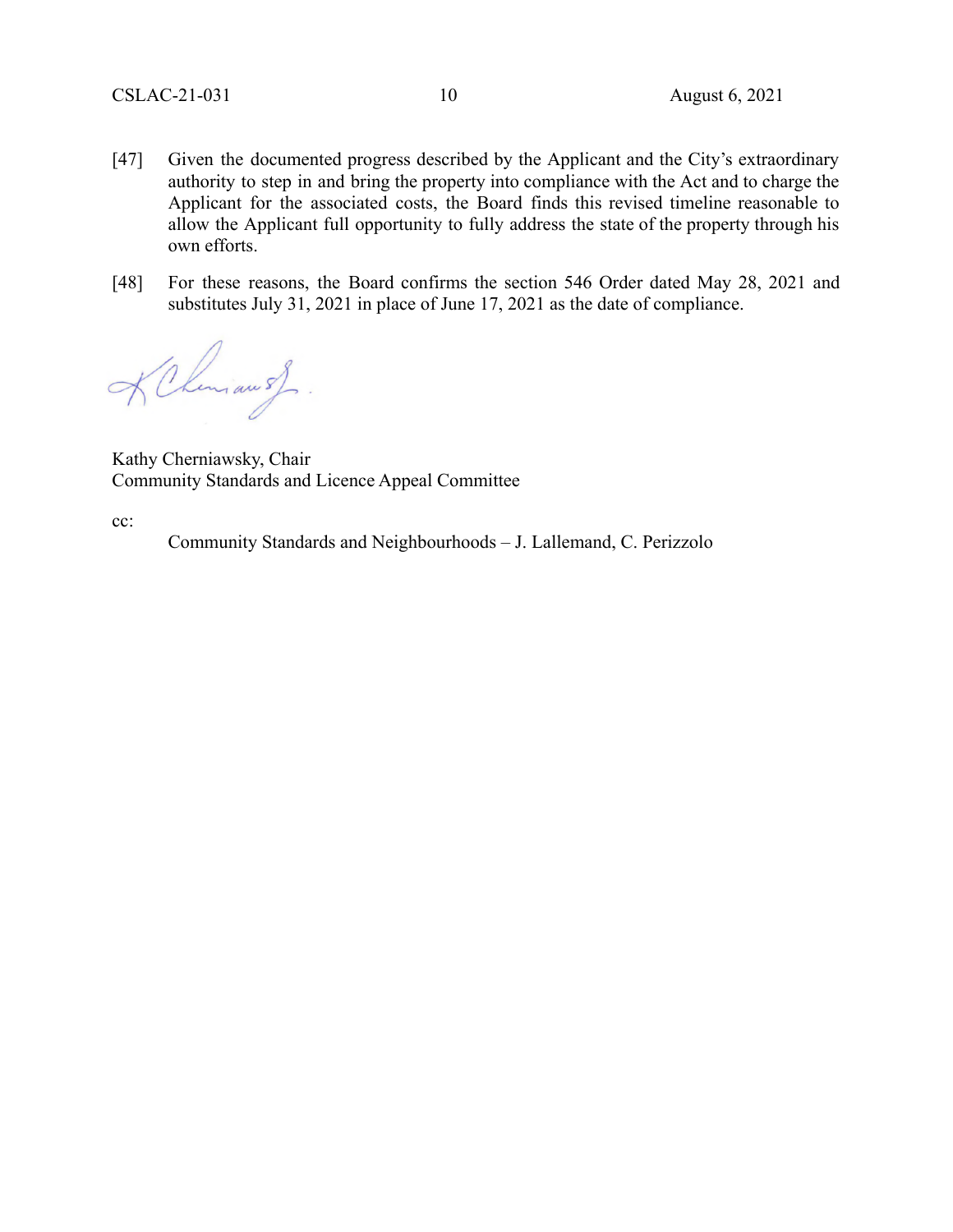[47] Given the documented progress described by the Applicant and the City's extraordinary authority to step in and bring the property into compliance with the Act and to charge the Applicant for the associated costs, the Board finds this revised timeline reasonable to allow the Applicant full opportunity to fully address the state of the property through his own efforts.

[48] For these reasons, the Board confirms the section 546 Order dated May 28, 2021 and substitutes July 31, 2021 in place of June 17, 2021 as the date of compliance.

Kathy Cherniawsky, Chair
Community Standards and Licence Appeal Committee

cc:

Community Standards and Neighbourhoods – J. Lallemand, C. Perizzolo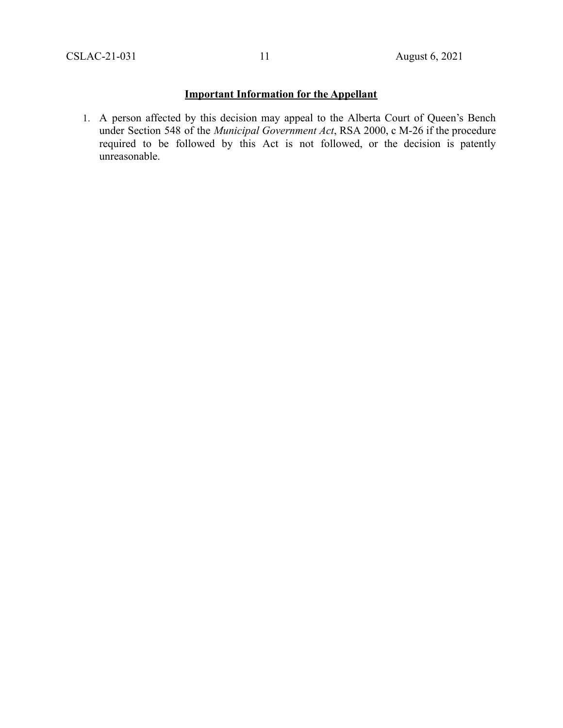**Important Information for the Appellant**

1. A person affected by this decision may appeal to the Alberta Court of Queen's Bench under Section 548 of the *Municipal Government Act*, RSA 2000, c M-26 if the procedure required to be followed by this Act is not followed, or the decision is patently unreasonable.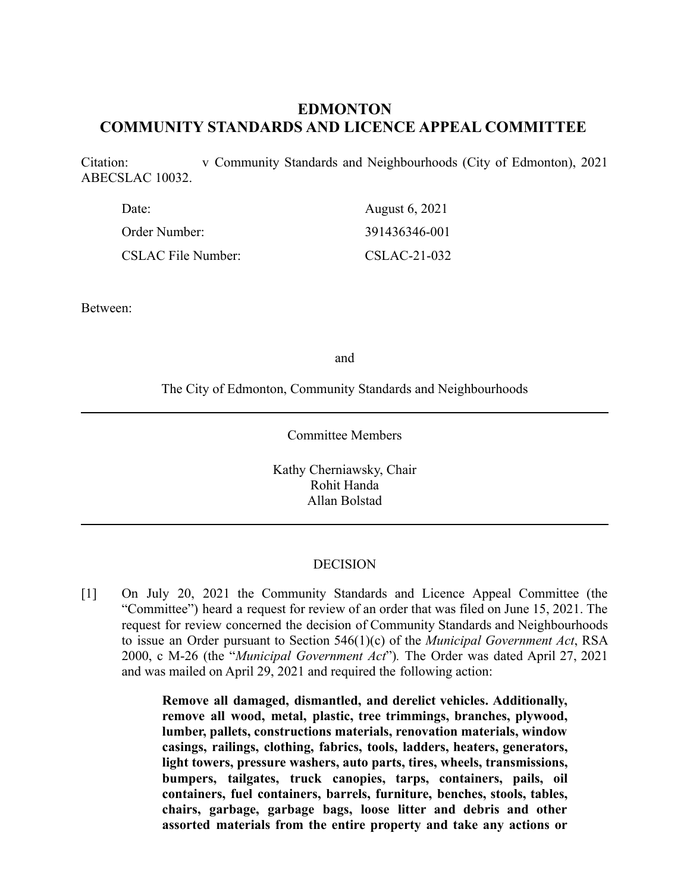# EDMONTON
# COMMUNITY STANDARDS AND LICENCE APPEAL COMMITTEE

Citation: v Community Standards and Neighbourhoods (City of Edmonton), 2021 ABECSLAC 10032.

| | |
|---|---|
| Date: | August 6, 2021 |
| Order Number: | 391436346-001 |
| CSLAC File Number: | CSLAC-21-032 |

Between:

and

The City of Edmonton, Community Standards and Neighbourhoods

---

Committee Members

Kathy Cherniawsky, Chair
Rohit Handa
Allan Bolstad

---

DECISION

[1] On July 20, 2021 the Community Standards and Licence Appeal Committee (the "Committee") heard a request for review of an order that was filed on June 15, 2021. The request for review concerned the decision of Community Standards and Neighbourhoods to issue an Order pursuant to Section 546(1)(c) of the *Municipal Government Act*, RSA 2000, c M-26 (the "*Municipal Government Act*"). The Order was dated April 27, 2021 and was mailed on April 29, 2021 and required the following action:

> **Remove all damaged, dismantled, and derelict vehicles. Additionally, remove all wood, metal, plastic, tree trimmings, branches, plywood, lumber, pallets, constructions materials, renovation materials, window casings, railings, clothing, fabrics, tools, ladders, heaters, generators, light towers, pressure washers, auto parts, tires, wheels, transmissions, bumpers, tailgates, truck canopies, tarps, containers, pails, oil containers, fuel containers, barrels, furniture, benches, stools, tables, chairs, garbage, garbage bags, loose litter and debris and other assorted materials from the entire property and take any actions or**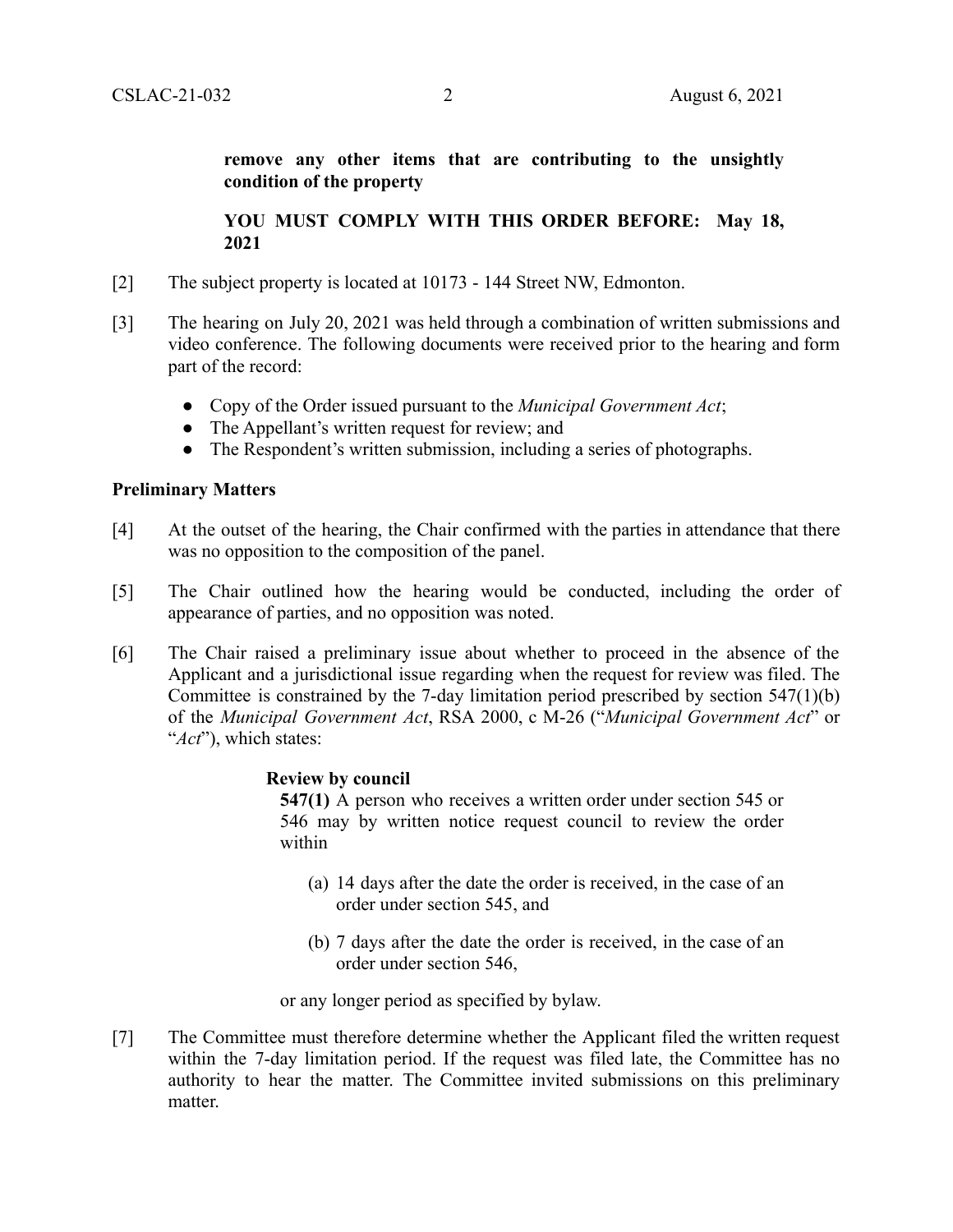**remove any other items that are contributing to the unsightly condition of the property**

**YOU MUST COMPLY WITH THIS ORDER BEFORE: May 18, 2021**

[2] The subject property is located at 10173 - 144 Street NW, Edmonton.

[3] The hearing on July 20, 2021 was held through a combination of written submissions and video conference. The following documents were received prior to the hearing and form part of the record:

- Copy of the Order issued pursuant to the *Municipal Government Act*;
- The Appellant's written request for review; and
- The Respondent's written submission, including a series of photographs.

**Preliminary Matters**

[4] At the outset of the hearing, the Chair confirmed with the parties in attendance that there was no opposition to the composition of the panel.

[5] The Chair outlined how the hearing would be conducted, including the order of appearance of parties, and no opposition was noted.

[6] The Chair raised a preliminary issue about whether to proceed in the absence of the Applicant and a jurisdictional issue regarding when the request for review was filed. The Committee is constrained by the 7-day limitation period prescribed by section 547(1)(b) of the *Municipal Government Act*, RSA 2000, c M-26 ("*Municipal Government Act*" or "*Act*"), which states:

> **Review by council**
>
> **547(1)** A person who receives a written order under section 545 or 546 may by written notice request council to review the order within
>
> (a) 14 days after the date the order is received, in the case of an order under section 545, and
>
> (b) 7 days after the date the order is received, in the case of an order under section 546,
>
> or any longer period as specified by bylaw.

[7] The Committee must therefore determine whether the Applicant filed the written request within the 7-day limitation period. If the request was filed late, the Committee has no authority to hear the matter. The Committee invited submissions on this preliminary matter.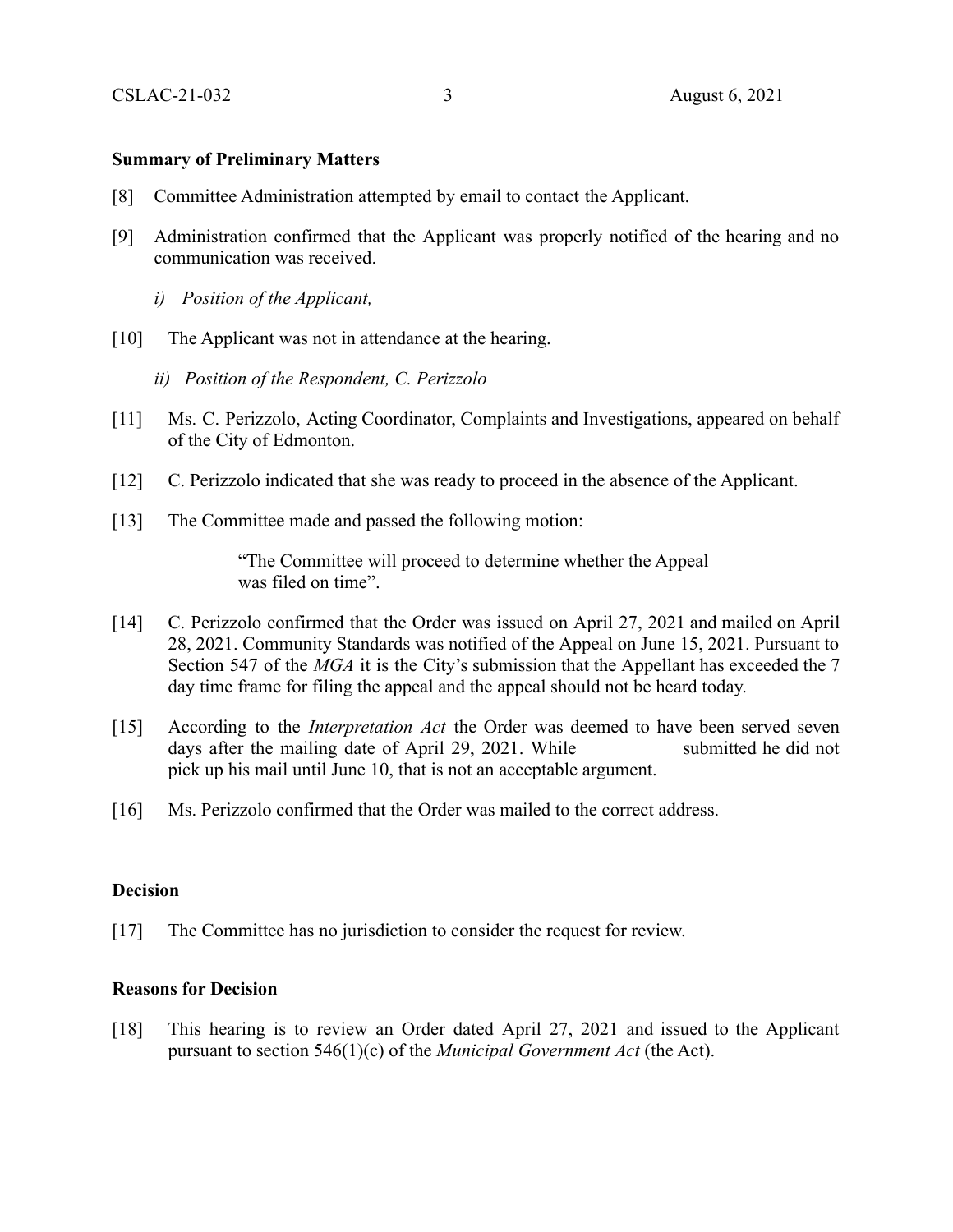**Summary of Preliminary Matters**

[8] Committee Administration attempted by email to contact the Applicant.

[9] Administration confirmed that the Applicant was properly notified of the hearing and no communication was received.

*i) Position of the Applicant,*

[10] The Applicant was not in attendance at the hearing.

*ii) Position of the Respondent, C. Perizzolo*

[11] Ms. C. Perizzolo, Acting Coordinator, Complaints and Investigations, appeared on behalf of the City of Edmonton.

[12] C. Perizzolo indicated that she was ready to proceed in the absence of the Applicant.

[13] The Committee made and passed the following motion:

> "The Committee will proceed to determine whether the Appeal was filed on time".

[14] C. Perizzolo confirmed that the Order was issued on April 27, 2021 and mailed on April 28, 2021. Community Standards was notified of the Appeal on June 15, 2021. Pursuant to Section 547 of the *MGA* it is the City's submission that the Appellant has exceeded the 7 day time frame for filing the appeal and the appeal should not be heard today.

[15] According to the *Interpretation Act* the Order was deemed to have been served seven days after the mailing date of April 29, 2021. While submitted he did not pick up his mail until June 10, that is not an acceptable argument.

[16] Ms. Perizzolo confirmed that the Order was mailed to the correct address.

**Decision**

[17] The Committee has no jurisdiction to consider the request for review.

**Reasons for Decision**

[18] This hearing is to review an Order dated April 27, 2021 and issued to the Applicant pursuant to section 546(1)(c) of the *Municipal Government Act* (the Act).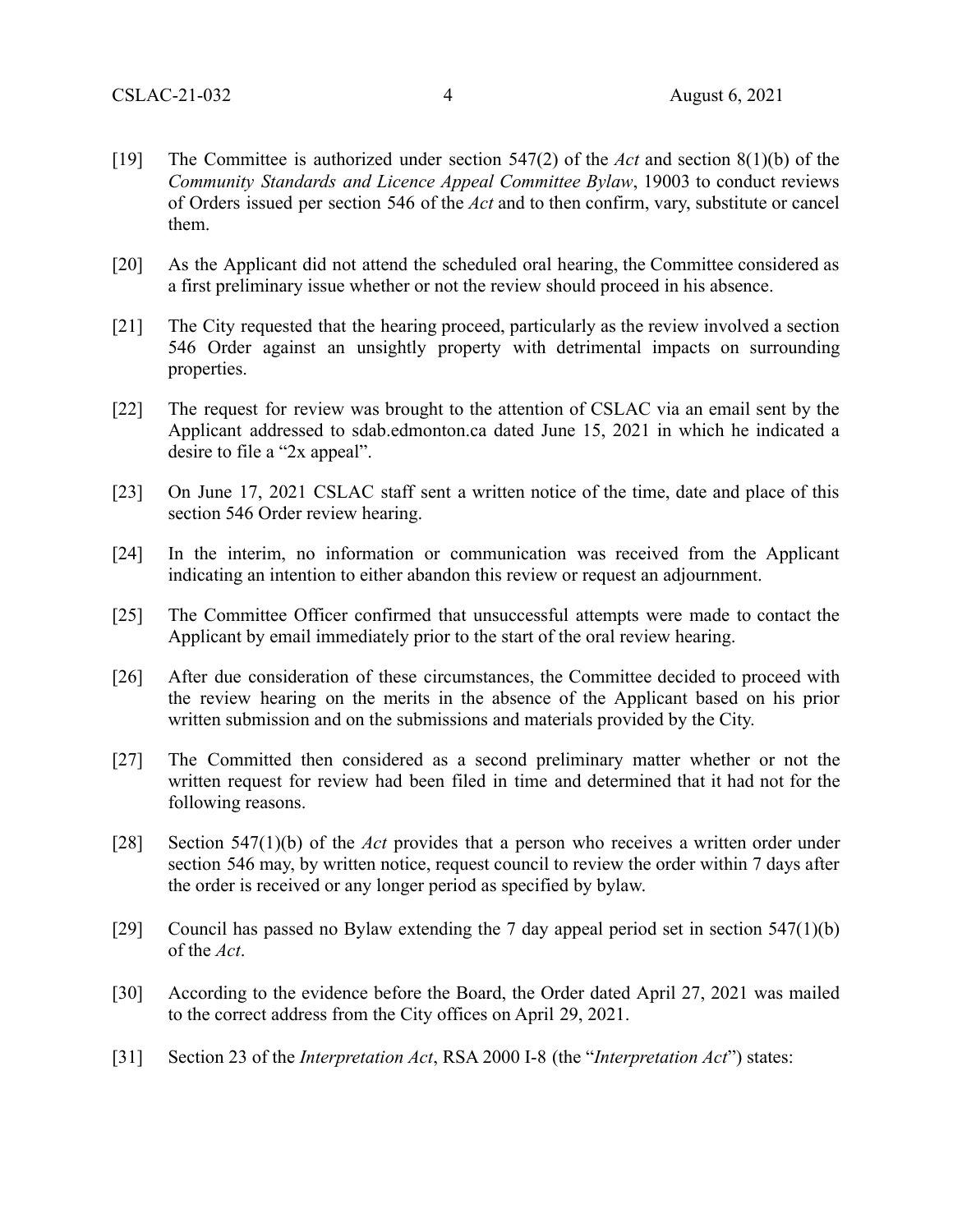[19] The Committee is authorized under section 547(2) of the *Act* and section 8(1)(b) of the *Community Standards and Licence Appeal Committee Bylaw*, 19003 to conduct reviews of Orders issued per section 546 of the *Act* and to then confirm, vary, substitute or cancel them.

[20] As the Applicant did not attend the scheduled oral hearing, the Committee considered as a first preliminary issue whether or not the review should proceed in his absence.

[21] The City requested that the hearing proceed, particularly as the review involved a section 546 Order against an unsightly property with detrimental impacts on surrounding properties.

[22] The request for review was brought to the attention of CSLAC via an email sent by the Applicant addressed to sdab.edmonton.ca dated June 15, 2021 in which he indicated a desire to file a "2x appeal".

[23] On June 17, 2021 CSLAC staff sent a written notice of the time, date and place of this section 546 Order review hearing.

[24] In the interim, no information or communication was received from the Applicant indicating an intention to either abandon this review or request an adjournment.

[25] The Committee Officer confirmed that unsuccessful attempts were made to contact the Applicant by email immediately prior to the start of the oral review hearing.

[26] After due consideration of these circumstances, the Committee decided to proceed with the review hearing on the merits in the absence of the Applicant based on his prior written submission and on the submissions and materials provided by the City.

[27] The Committed then considered as a second preliminary matter whether or not the written request for review had been filed in time and determined that it had not for the following reasons.

[28] Section 547(1)(b) of the *Act* provides that a person who receives a written order under section 546 may, by written notice, request council to review the order within 7 days after the order is received or any longer period as specified by bylaw.

[29] Council has passed no Bylaw extending the 7 day appeal period set in section 547(1)(b) of the *Act*.

[30] According to the evidence before the Board, the Order dated April 27, 2021 was mailed to the correct address from the City offices on April 29, 2021.

[31] Section 23 of the *Interpretation Act*, RSA 2000 I-8 (the "*Interpretation Act*") states: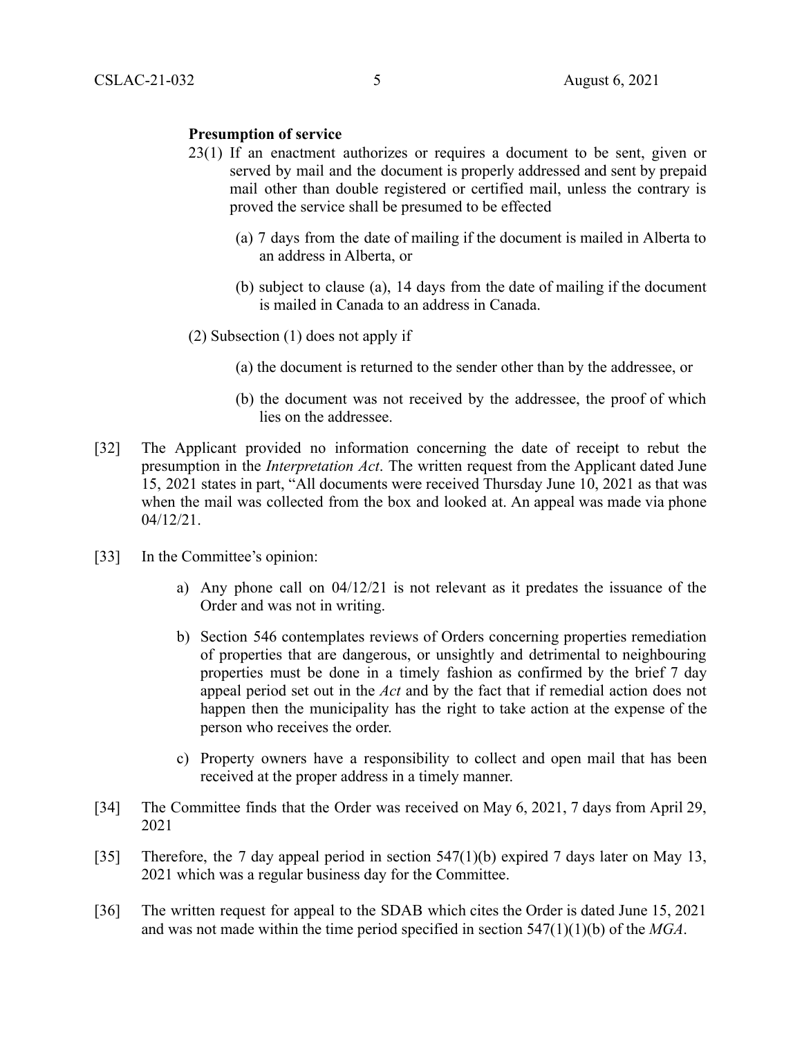**Presumption of service**

23(1) If an enactment authorizes or requires a document to be sent, given or served by mail and the document is properly addressed and sent by prepaid mail other than double registered or certified mail, unless the contrary is proved the service shall be presumed to be effected

(a) 7 days from the date of mailing if the document is mailed in Alberta to an address in Alberta, or

(b) subject to clause (a), 14 days from the date of mailing if the document is mailed in Canada to an address in Canada.

(2) Subsection (1) does not apply if

(a) the document is returned to the sender other than by the addressee, or

(b) the document was not received by the addressee, the proof of which lies on the addressee.

[32] The Applicant provided no information concerning the date of receipt to rebut the presumption in the *Interpretation Act*. The written request from the Applicant dated June 15, 2021 states in part, "All documents were received Thursday June 10, 2021 as that was when the mail was collected from the box and looked at. An appeal was made via phone 04/12/21.

[33] In the Committee's opinion:

a) Any phone call on 04/12/21 is not relevant as it predates the issuance of the Order and was not in writing.

b) Section 546 contemplates reviews of Orders concerning properties remediation of properties that are dangerous, or unsightly and detrimental to neighbouring properties must be done in a timely fashion as confirmed by the brief 7 day appeal period set out in the *Act* and by the fact that if remedial action does not happen then the municipality has the right to take action at the expense of the person who receives the order.

c) Property owners have a responsibility to collect and open mail that has been received at the proper address in a timely manner.

[34] The Committee finds that the Order was received on May 6, 2021, 7 days from April 29, 2021

[35] Therefore, the 7 day appeal period in section 547(1)(b) expired 7 days later on May 13, 2021 which was a regular business day for the Committee.

[36] The written request for appeal to the SDAB which cites the Order is dated June 15, 2021 and was not made within the time period specified in section 547(1)(1)(b) of the *MGA*.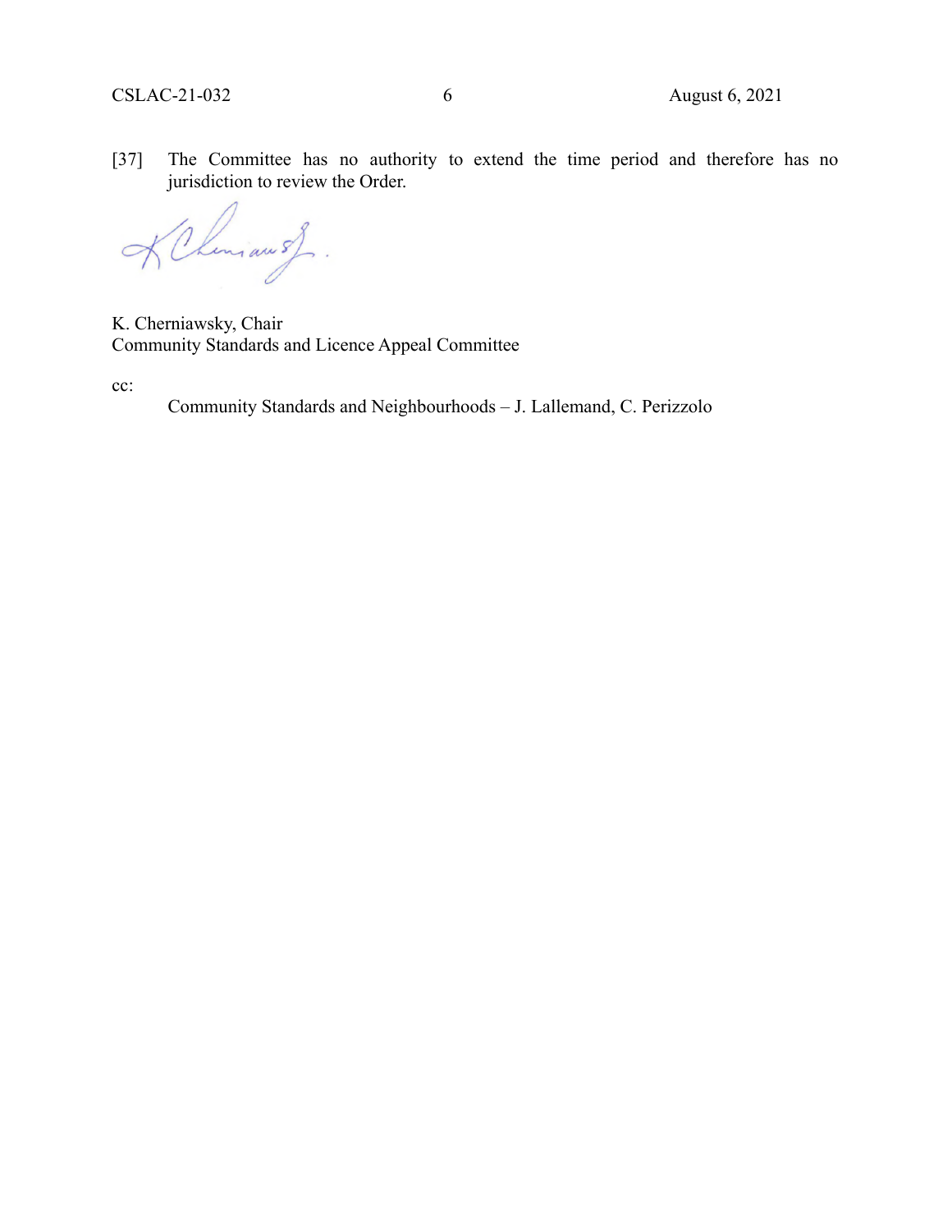[37] The Committee has no authority to extend the time period and therefore has no jurisdiction to review the Order.

K. Cherniawsky, Chair
Community Standards and Licence Appeal Committee

cc:

Community Standards and Neighbourhoods – J. Lallemand, C. Perizzolo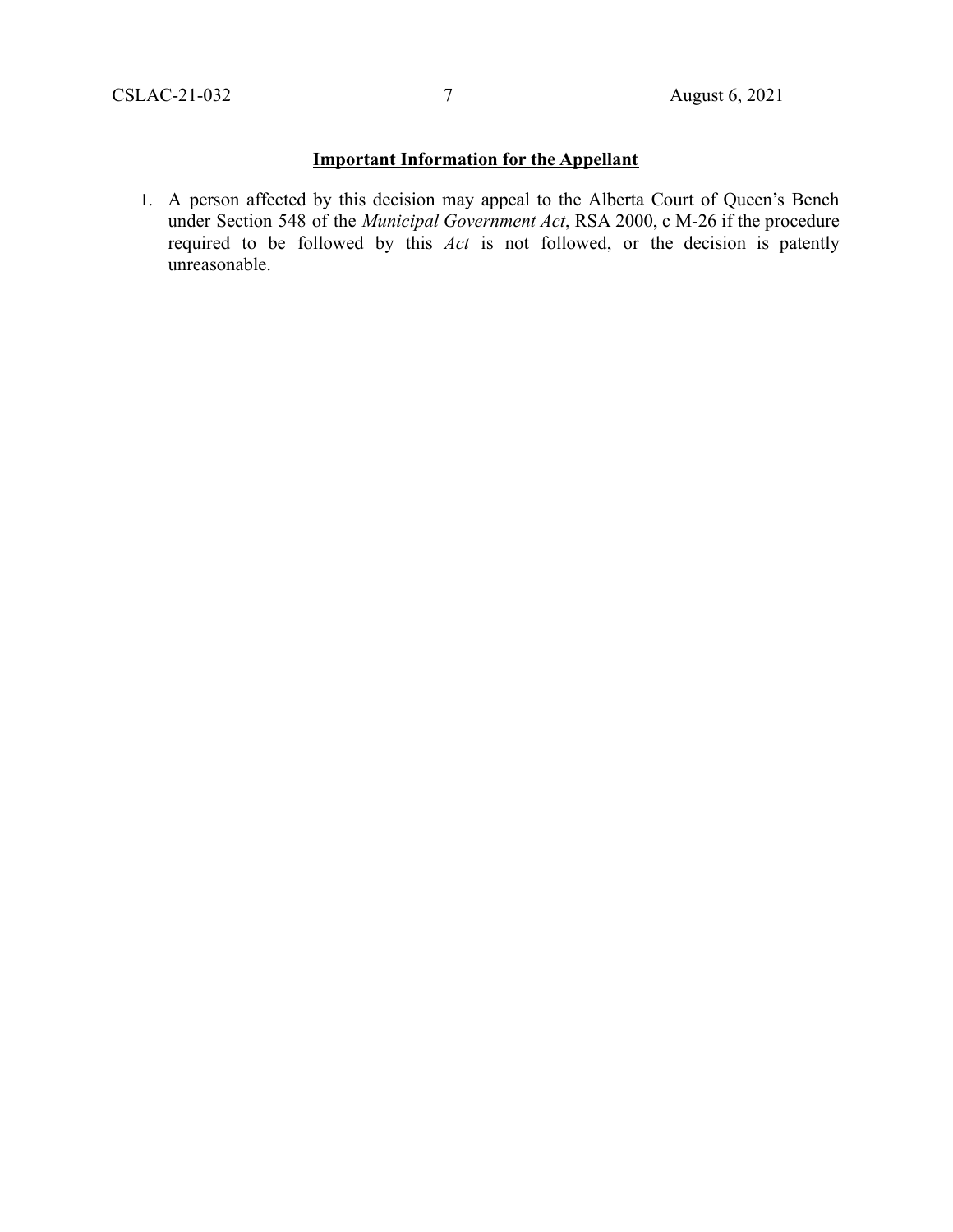**Important Information for the Appellant**

1. A person affected by this decision may appeal to the Alberta Court of Queen's Bench under Section 548 of the *Municipal Government Act*, RSA 2000, c M-26 if the procedure required to be followed by this *Act* is not followed, or the decision is patently unreasonable.